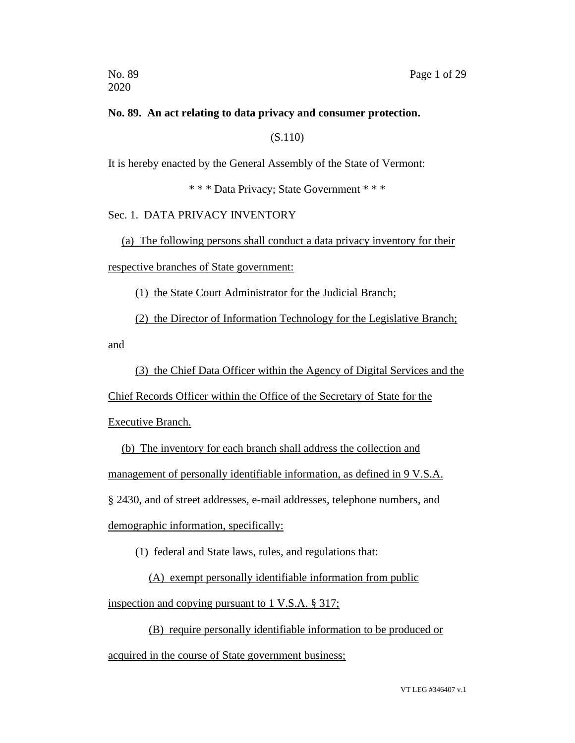No. 89
2020

**No. 89. An act relating to data privacy and consumer protection.**

(S.110)

It is hereby enacted by the General Assembly of the State of Vermont:

\* \* \* Data Privacy; State Government \* \* \*

Sec. 1. DATA PRIVACY INVENTORY

(a) The following persons shall conduct a data privacy inventory for their respective branches of State government:

(1) the State Court Administrator for the Judicial Branch;

(2) the Director of Information Technology for the Legislative Branch; and

(3) the Chief Data Officer within the Agency of Digital Services and the Chief Records Officer within the Office of the Secretary of State for the Executive Branch.

(b) The inventory for each branch shall address the collection and management of personally identifiable information, as defined in 9 V.S.A. § 2430, and of street addresses, e-mail addresses, telephone numbers, and demographic information, specifically:

(1) federal and State laws, rules, and regulations that:

(A) exempt personally identifiable information from public inspection and copying pursuant to 1 V.S.A. § 317;

(B) require personally identifiable information to be produced or acquired in the course of State government business;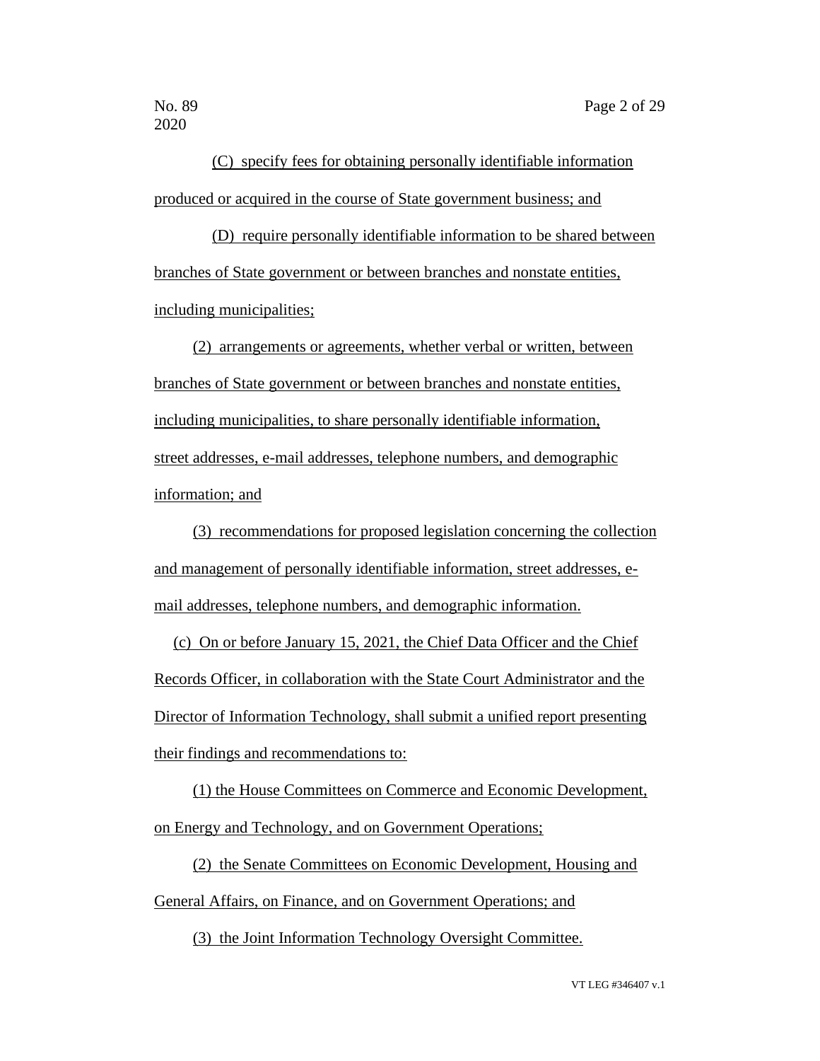(C) specify fees for obtaining personally identifiable information produced or acquired in the course of State government business; and

(D) require personally identifiable information to be shared between branches of State government or between branches and nonstate entities, including municipalities;

(2) arrangements or agreements, whether verbal or written, between branches of State government or between branches and nonstate entities, including municipalities, to share personally identifiable information, street addresses, e-mail addresses, telephone numbers, and demographic information; and

(3) recommendations for proposed legislation concerning the collection and management of personally identifiable information, street addresses, e-mail addresses, telephone numbers, and demographic information.

(c) On or before January 15, 2021, the Chief Data Officer and the Chief Records Officer, in collaboration with the State Court Administrator and the Director of Information Technology, shall submit a unified report presenting their findings and recommendations to:

(1) the House Committees on Commerce and Economic Development, on Energy and Technology, and on Government Operations;

(2) the Senate Committees on Economic Development, Housing and General Affairs, on Finance, and on Government Operations; and

(3) the Joint Information Technology Oversight Committee.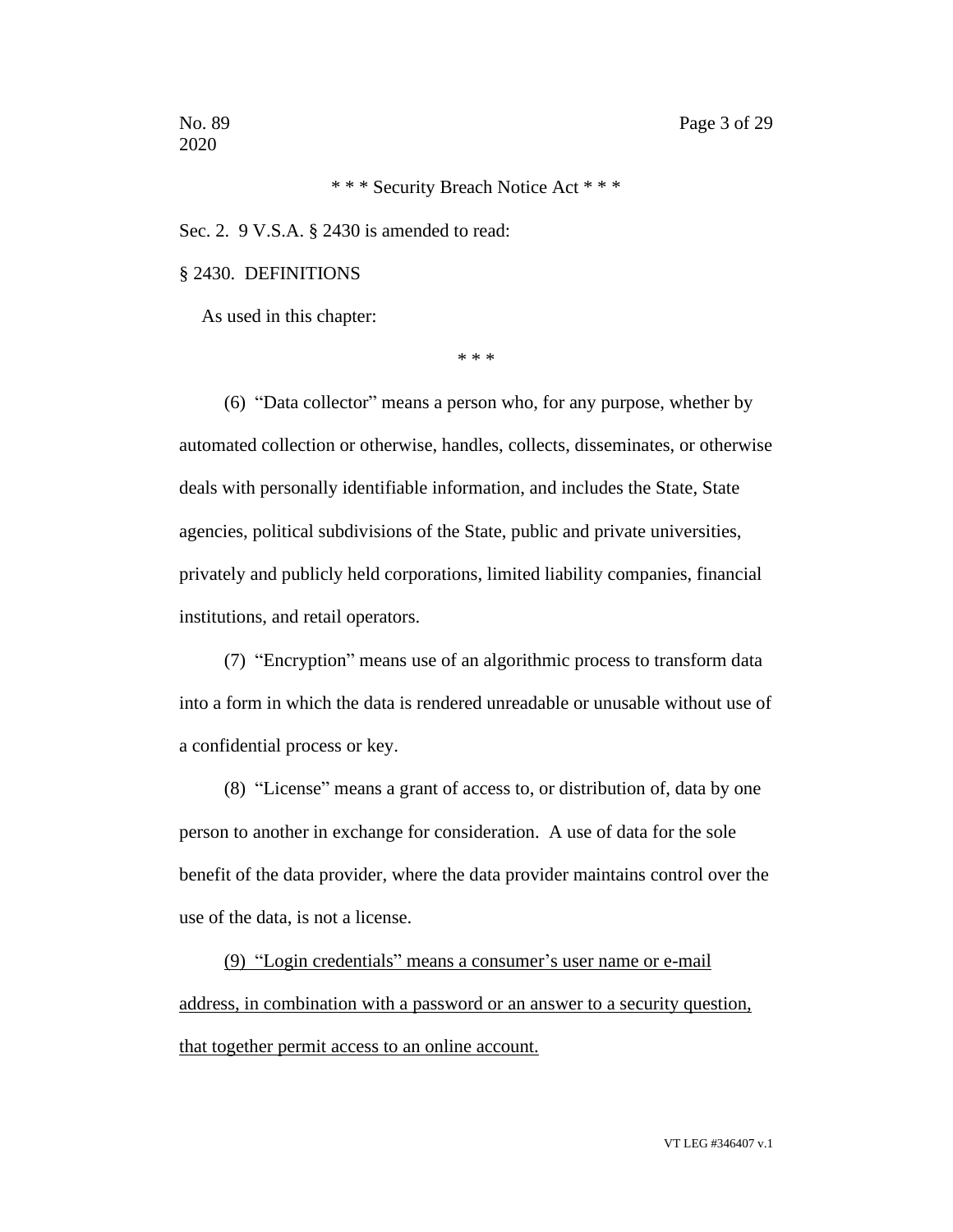\* \* \* Security Breach Notice Act \* \* \*

Sec. 2. 9 V.S.A. § 2430 is amended to read:

§ 2430. DEFINITIONS

As used in this chapter:

\* \* \*

(6) "Data collector" means a person who, for any purpose, whether by automated collection or otherwise, handles, collects, disseminates, or otherwise deals with personally identifiable information, and includes the State, State agencies, political subdivisions of the State, public and private universities, privately and publicly held corporations, limited liability companies, financial institutions, and retail operators.

(7) "Encryption" means use of an algorithmic process to transform data into a form in which the data is rendered unreadable or unusable without use of a confidential process or key.

(8) "License" means a grant of access to, or distribution of, data by one person to another in exchange for consideration. A use of data for the sole benefit of the data provider, where the data provider maintains control over the use of the data, is not a license.

<u>(9) "Login credentials" means a consumer's user name or e-mail address, in combination with a password or an answer to a security question, that together permit access to an online account.</u>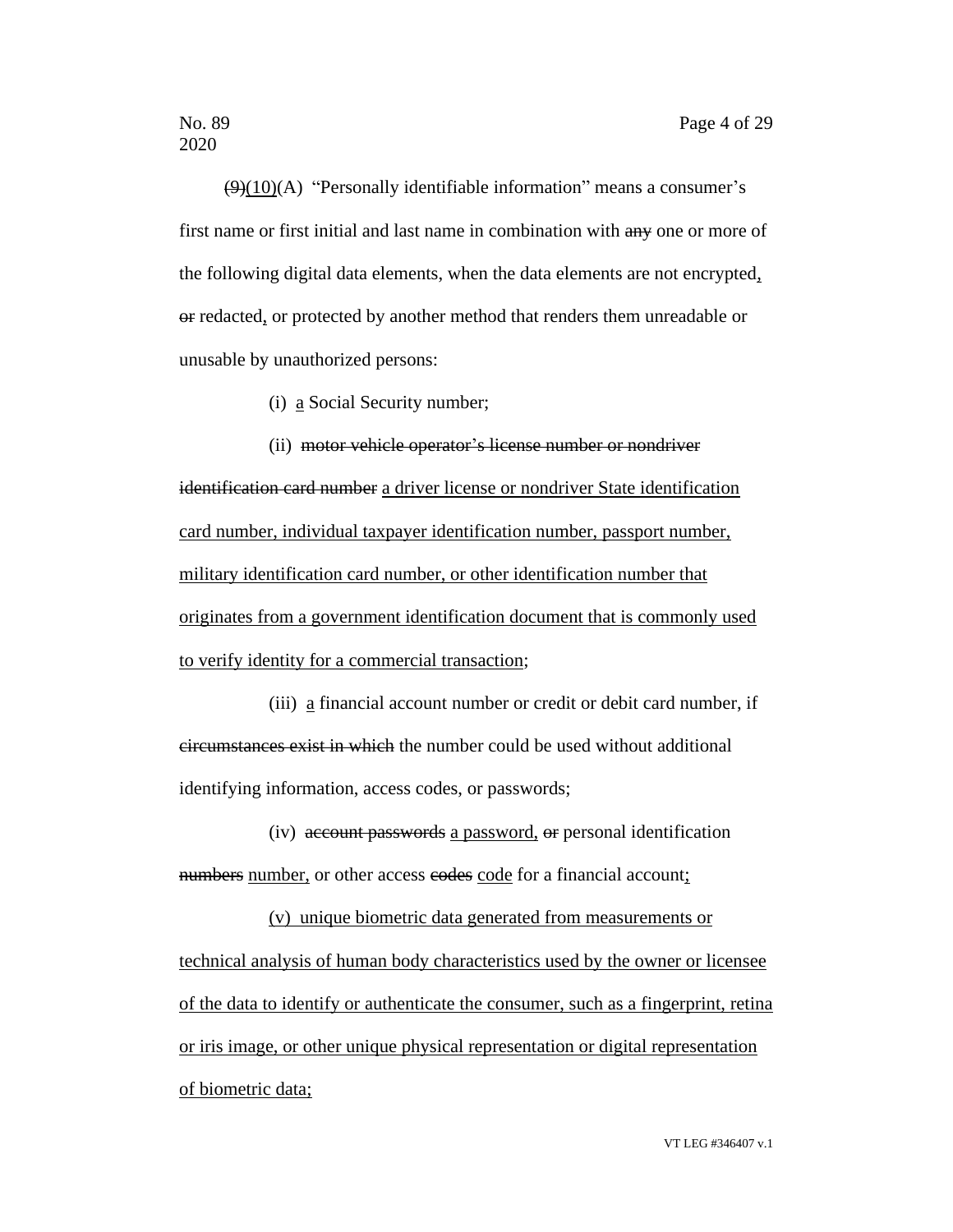~~(9)~~<u>(10)</u>(A) "Personally identifiable information" means a consumer's first name or first initial and last name in combination with ~~any~~ one or more of the following digital data elements, when the data elements are not encrypted<u>,</u> ~~or~~ redacted<u>,</u> or protected by another method that renders them unreadable or unusable by unauthorized persons:

(i) <u>a</u> Social Security number;

(ii) ~~motor vehicle operator's license number or nondriver identification card number~~ <u>a driver license or nondriver State identification card number, individual taxpayer identification number, passport number, military identification card number, or other identification number that originates from a government identification document that is commonly used to verify identity for a commercial transaction</u>;

(iii) <u>a</u> financial account number or credit or debit card number, if ~~circumstances exist in which~~ the number could be used without additional identifying information, access codes, or passwords;

(iv) ~~account passwords~~ <u>a password,</u> ~~or~~ personal identification ~~numbers~~ <u>number,</u> or other access ~~codes~~ <u>code</u> for a financial account<u>;</u>

<u>(v) unique biometric data generated from measurements or technical analysis of human body characteristics used by the owner or licensee of the data to identify or authenticate the consumer, such as a fingerprint, retina or iris image, or other unique physical representation or digital representation of biometric data;</u>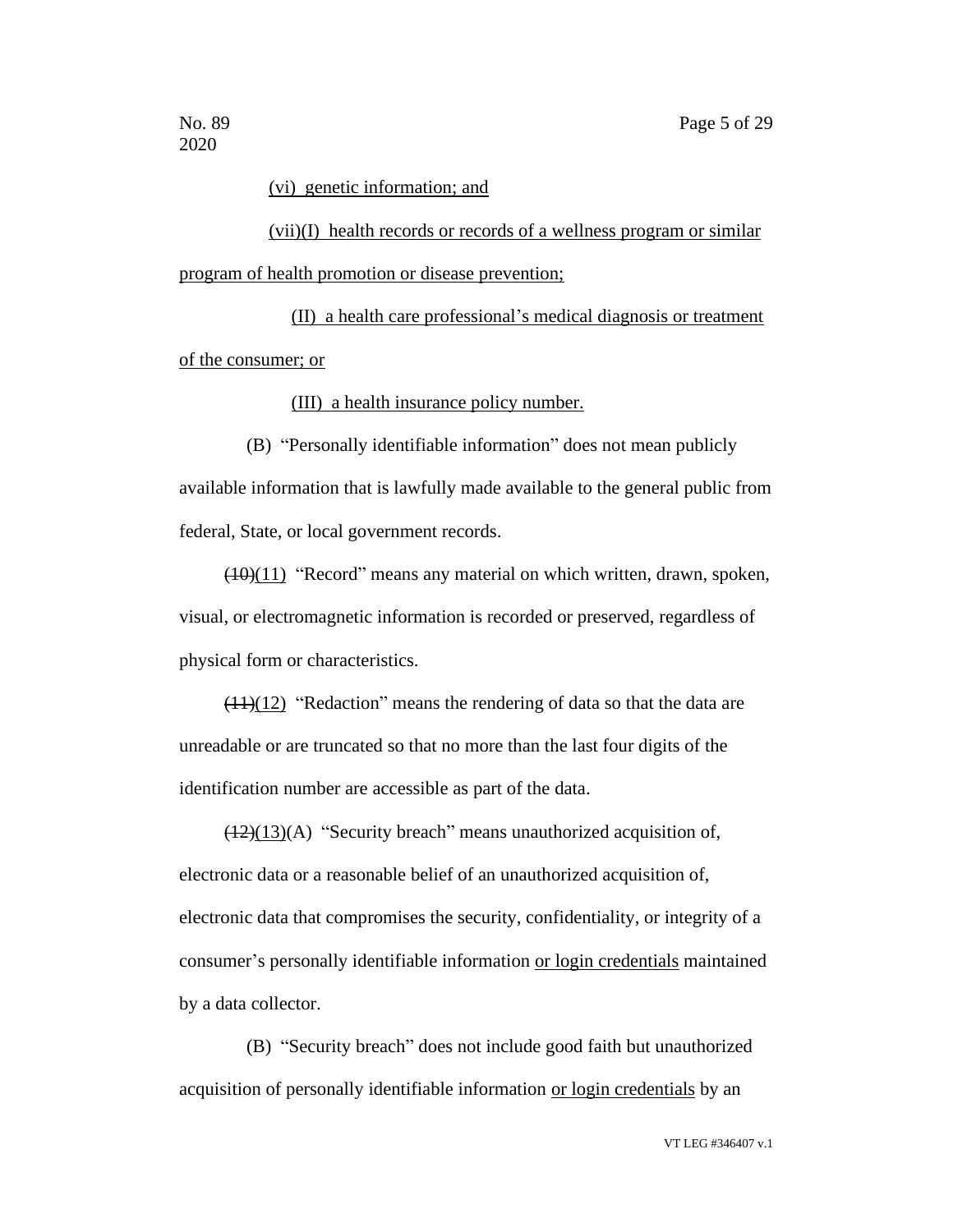(vi) genetic information; and

(vii)(I) health records or records of a wellness program or similar program of health promotion or disease prevention;

(II) a health care professional's medical diagnosis or treatment of the consumer; or

(III) a health insurance policy number.

(B) "Personally identifiable information" does not mean publicly available information that is lawfully made available to the general public from federal, State, or local government records.

~~(10)~~(11) "Record" means any material on which written, drawn, spoken, visual, or electromagnetic information is recorded or preserved, regardless of physical form or characteristics.

~~(11)~~(12) "Redaction" means the rendering of data so that the data are unreadable or are truncated so that no more than the last four digits of the identification number are accessible as part of the data.

~~(12)~~(13)(A) "Security breach" means unauthorized acquisition of, electronic data or a reasonable belief of an unauthorized acquisition of, electronic data that compromises the security, confidentiality, or integrity of a consumer's personally identifiable information or login credentials maintained by a data collector.

(B) "Security breach" does not include good faith but unauthorized acquisition of personally identifiable information or login credentials by an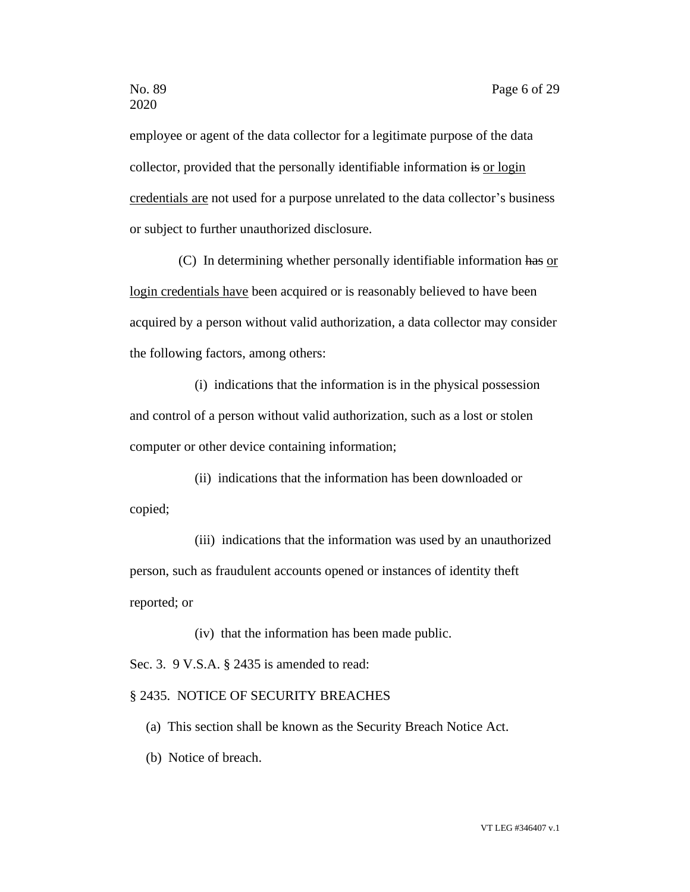employee or agent of the data collector for a legitimate purpose of the data collector, provided that the personally identifiable information ~~is~~ or login credentials are not used for a purpose unrelated to the data collector's business or subject to further unauthorized disclosure.

(C) In determining whether personally identifiable information ~~has~~ or login credentials have been acquired or is reasonably believed to have been acquired by a person without valid authorization, a data collector may consider the following factors, among others:

(i) indications that the information is in the physical possession and control of a person without valid authorization, such as a lost or stolen computer or other device containing information;

(ii) indications that the information has been downloaded or copied;

(iii) indications that the information was used by an unauthorized person, such as fraudulent accounts opened or instances of identity theft reported; or

(iv) that the information has been made public.

Sec. 3. 9 V.S.A. § 2435 is amended to read:

§ 2435. NOTICE OF SECURITY BREACHES

(a) This section shall be known as the Security Breach Notice Act.

(b) Notice of breach.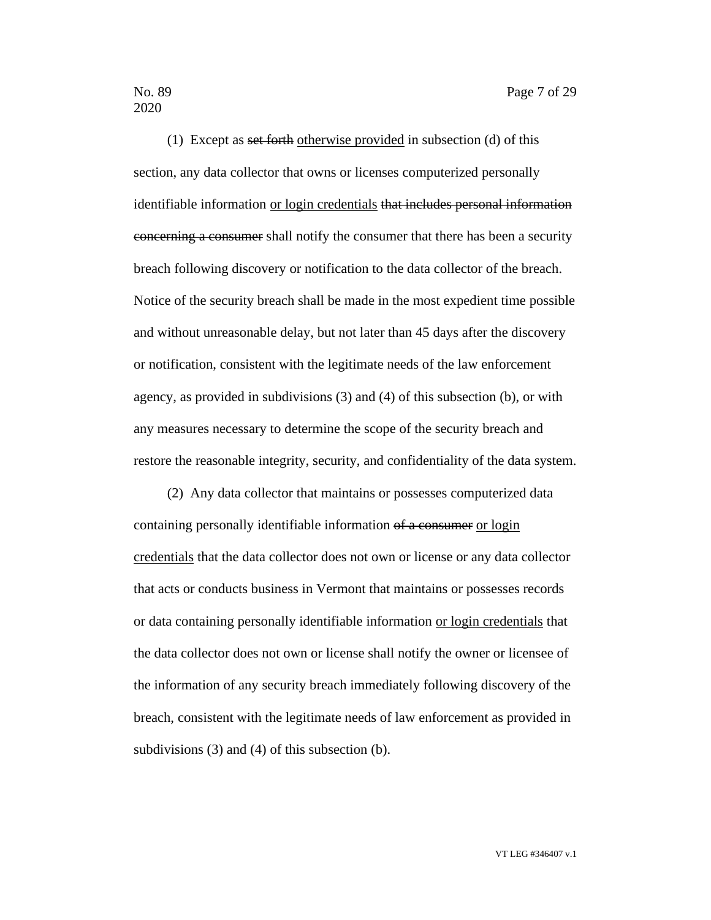(1) Except as ~~set forth~~ <u>otherwise provided</u> in subsection (d) of this section, any data collector that owns or licenses computerized personally identifiable information <u>or login credentials</u> ~~that includes personal information concerning a consumer~~ shall notify the consumer that there has been a security breach following discovery or notification to the data collector of the breach. Notice of the security breach shall be made in the most expedient time possible and without unreasonable delay, but not later than 45 days after the discovery or notification, consistent with the legitimate needs of the law enforcement agency, as provided in subdivisions (3) and (4) of this subsection (b), or with any measures necessary to determine the scope of the security breach and restore the reasonable integrity, security, and confidentiality of the data system.

(2) Any data collector that maintains or possesses computerized data containing personally identifiable information ~~of a consumer~~ <u>or login credentials</u> that the data collector does not own or license or any data collector that acts or conducts business in Vermont that maintains or possesses records or data containing personally identifiable information <u>or login credentials</u> that the data collector does not own or license shall notify the owner or licensee of the information of any security breach immediately following discovery of the breach, consistent with the legitimate needs of law enforcement as provided in subdivisions (3) and (4) of this subsection (b).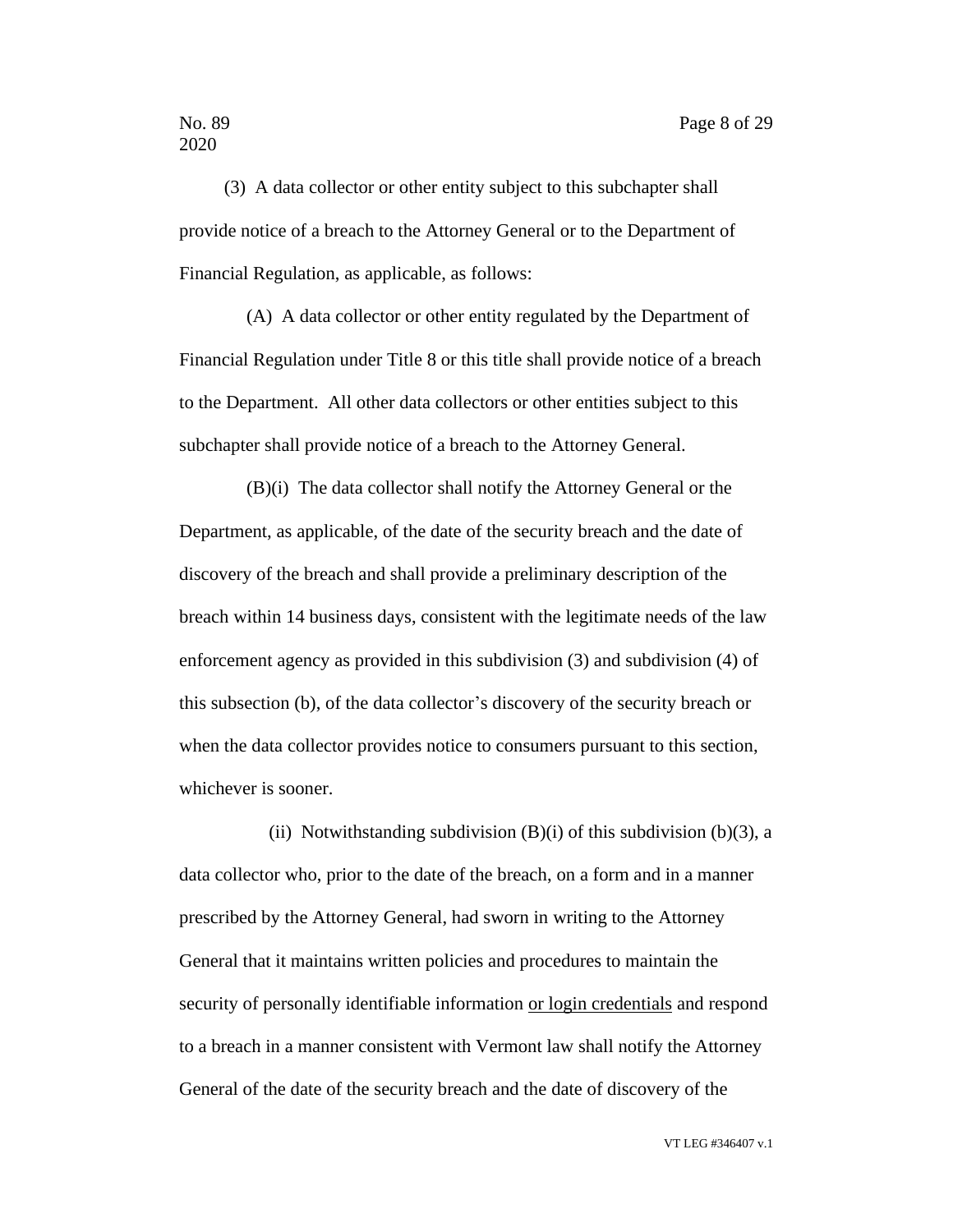(3) A data collector or other entity subject to this subchapter shall provide notice of a breach to the Attorney General or to the Department of Financial Regulation, as applicable, as follows:

(A) A data collector or other entity regulated by the Department of Financial Regulation under Title 8 or this title shall provide notice of a breach to the Department. All other data collectors or other entities subject to this subchapter shall provide notice of a breach to the Attorney General.

(B)(i) The data collector shall notify the Attorney General or the Department, as applicable, of the date of the security breach and the date of discovery of the breach and shall provide a preliminary description of the breach within 14 business days, consistent with the legitimate needs of the law enforcement agency as provided in this subdivision (3) and subdivision (4) of this subsection (b), of the data collector's discovery of the security breach or when the data collector provides notice to consumers pursuant to this section, whichever is sooner.

(ii) Notwithstanding subdivision (B)(i) of this subdivision (b)(3), a data collector who, prior to the date of the breach, on a form and in a manner prescribed by the Attorney General, had sworn in writing to the Attorney General that it maintains written policies and procedures to maintain the security of personally identifiable information <u>or login credentials</u> and respond to a breach in a manner consistent with Vermont law shall notify the Attorney General of the date of the security breach and the date of discovery of the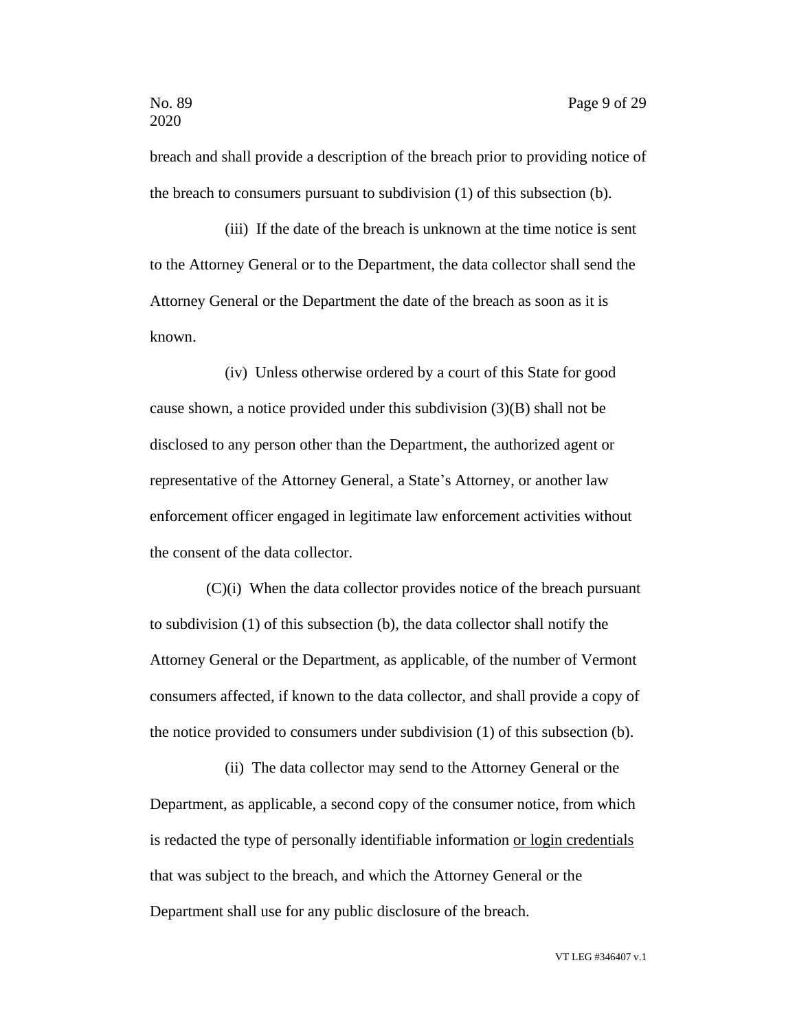breach and shall provide a description of the breach prior to providing notice of the breach to consumers pursuant to subdivision (1) of this subsection (b).

(iii) If the date of the breach is unknown at the time notice is sent to the Attorney General or to the Department, the data collector shall send the Attorney General or the Department the date of the breach as soon as it is known.

(iv) Unless otherwise ordered by a court of this State for good cause shown, a notice provided under this subdivision (3)(B) shall not be disclosed to any person other than the Department, the authorized agent or representative of the Attorney General, a State's Attorney, or another law enforcement officer engaged in legitimate law enforcement activities without the consent of the data collector.

(C)(i) When the data collector provides notice of the breach pursuant to subdivision (1) of this subsection (b), the data collector shall notify the Attorney General or the Department, as applicable, of the number of Vermont consumers affected, if known to the data collector, and shall provide a copy of the notice provided to consumers under subdivision (1) of this subsection (b).

(ii) The data collector may send to the Attorney General or the Department, as applicable, a second copy of the consumer notice, from which is redacted the type of personally identifiable information <u>or login credentials</u> that was subject to the breach, and which the Attorney General or the Department shall use for any public disclosure of the breach.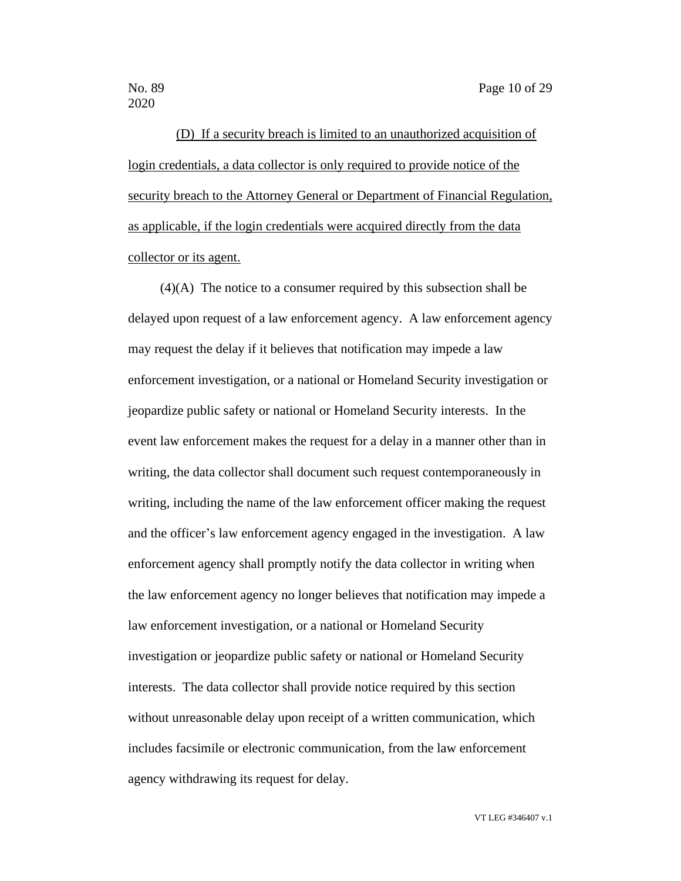(D) If a security breach is limited to an unauthorized acquisition of login credentials, a data collector is only required to provide notice of the security breach to the Attorney General or Department of Financial Regulation, as applicable, if the login credentials were acquired directly from the data collector or its agent.

(4)(A) The notice to a consumer required by this subsection shall be delayed upon request of a law enforcement agency. A law enforcement agency may request the delay if it believes that notification may impede a law enforcement investigation, or a national or Homeland Security investigation or jeopardize public safety or national or Homeland Security interests. In the event law enforcement makes the request for a delay in a manner other than in writing, the data collector shall document such request contemporaneously in writing, including the name of the law enforcement officer making the request and the officer's law enforcement agency engaged in the investigation. A law enforcement agency shall promptly notify the data collector in writing when the law enforcement agency no longer believes that notification may impede a law enforcement investigation, or a national or Homeland Security investigation or jeopardize public safety or national or Homeland Security interests. The data collector shall provide notice required by this section without unreasonable delay upon receipt of a written communication, which includes facsimile or electronic communication, from the law enforcement agency withdrawing its request for delay.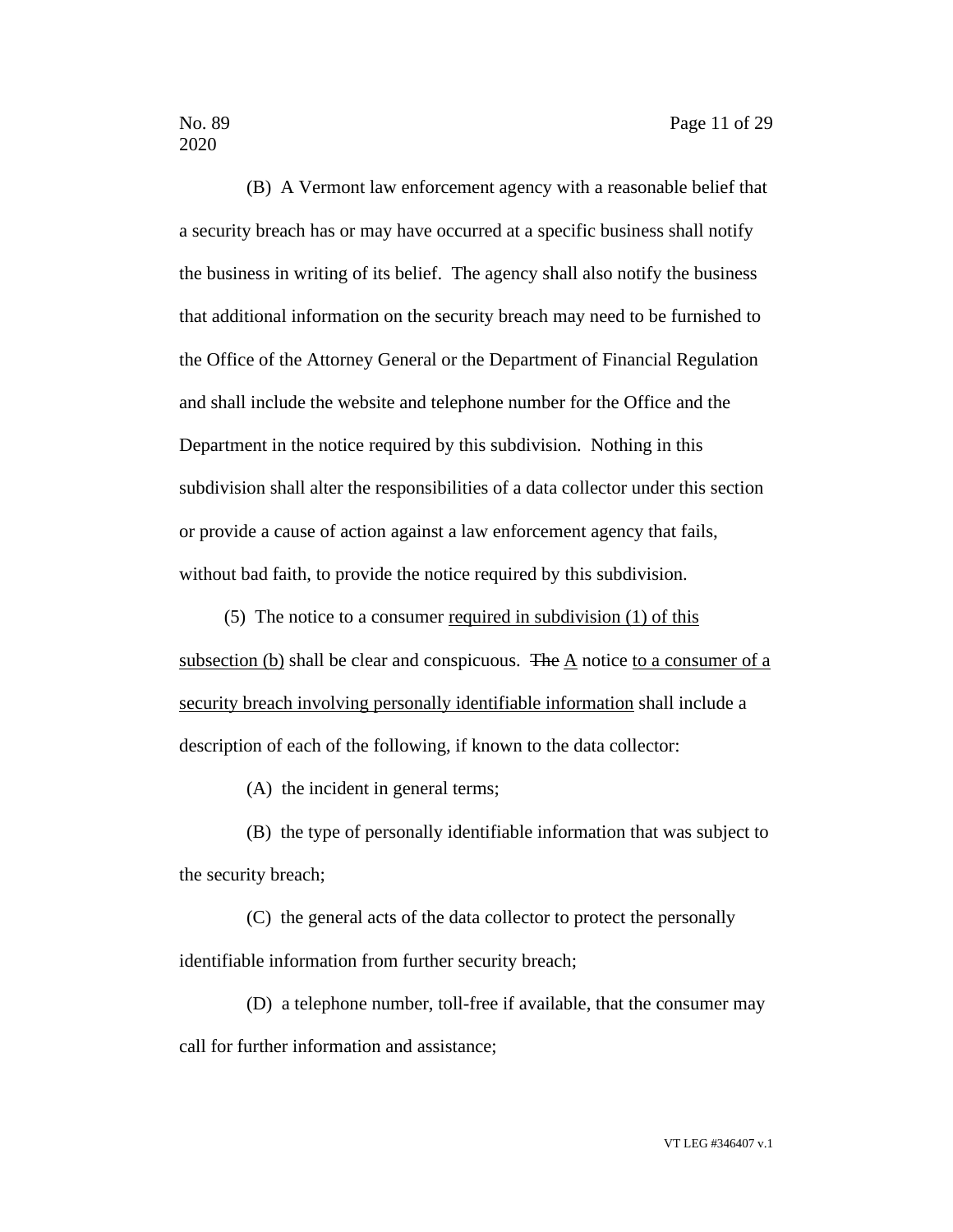(B) A Vermont law enforcement agency with a reasonable belief that a security breach has or may have occurred at a specific business shall notify the business in writing of its belief. The agency shall also notify the business that additional information on the security breach may need to be furnished to the Office of the Attorney General or the Department of Financial Regulation and shall include the website and telephone number for the Office and the Department in the notice required by this subdivision. Nothing in this subdivision shall alter the responsibilities of a data collector under this section or provide a cause of action against a law enforcement agency that fails, without bad faith, to provide the notice required by this subdivision.

(5) The notice to a consumer <u>required in subdivision (1) of this subsection (b)</u> shall be clear and conspicuous. ~~The~~ <u>A</u> notice <u>to a consumer of a security breach involving personally identifiable information</u> shall include a description of each of the following, if known to the data collector:

(A) the incident in general terms;

(B) the type of personally identifiable information that was subject to the security breach;

(C) the general acts of the data collector to protect the personally identifiable information from further security breach;

(D) a telephone number, toll-free if available, that the consumer may call for further information and assistance;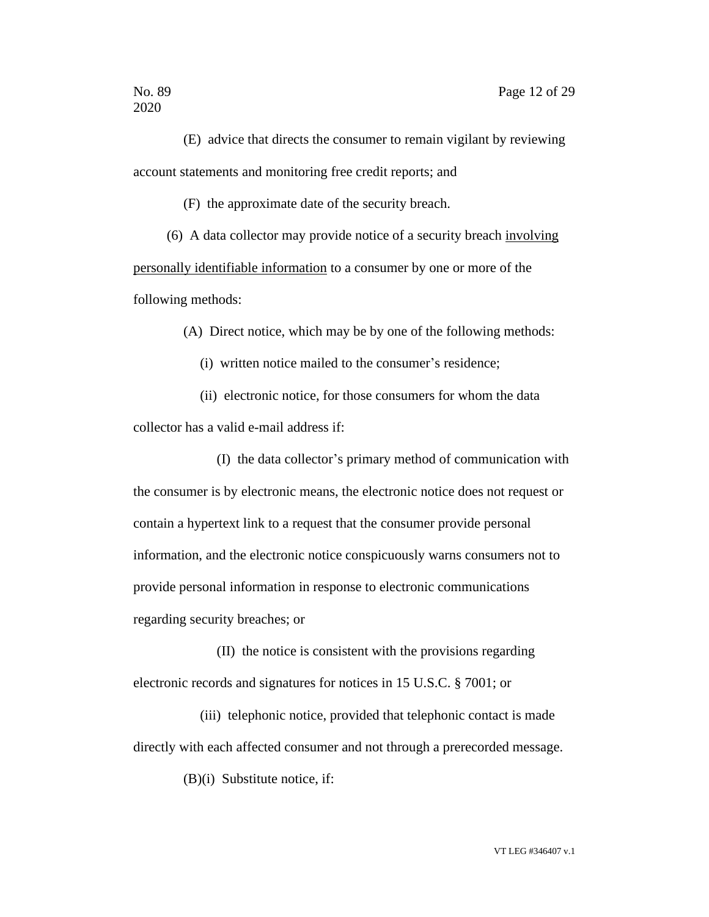(E) advice that directs the consumer to remain vigilant by reviewing account statements and monitoring free credit reports; and

(F) the approximate date of the security breach.

(6) A data collector may provide notice of a security breach <u>involving personally identifiable information</u> to a consumer by one or more of the following methods:

(A) Direct notice, which may be by one of the following methods:

(i) written notice mailed to the consumer's residence;

(ii) electronic notice, for those consumers for whom the data collector has a valid e-mail address if:

(I) the data collector's primary method of communication with the consumer is by electronic means, the electronic notice does not request or contain a hypertext link to a request that the consumer provide personal information, and the electronic notice conspicuously warns consumers not to provide personal information in response to electronic communications regarding security breaches; or

(II) the notice is consistent with the provisions regarding electronic records and signatures for notices in 15 U.S.C. § 7001; or

(iii) telephonic notice, provided that telephonic contact is made directly with each affected consumer and not through a prerecorded message.

(B)(i) Substitute notice, if: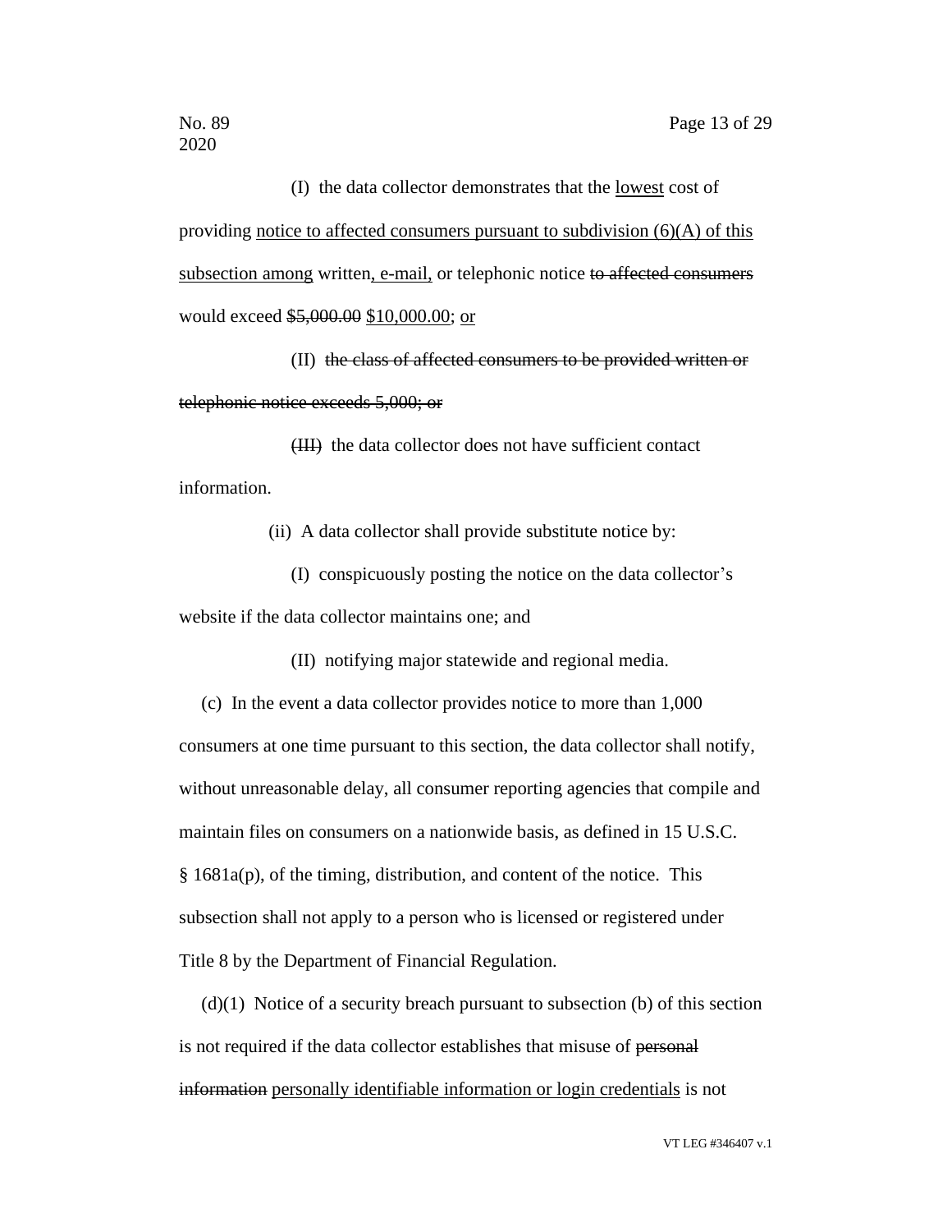(I) the data collector demonstrates that the <u>lowest</u> cost of providing <u>notice to affected consumers pursuant to subdivision (6)(A) of this subsection among</u> written<u>, e-mail,</u> or telephonic notice ~~to affected consumers~~ would exceed ~~$5,000.00~~ <u>$10,000.00</u>; <u>or</u>

(II) ~~the class of affected consumers to be provided written or telephonic notice exceeds 5,000; or~~

~~(III)~~ the data collector does not have sufficient contact information.

(ii) A data collector shall provide substitute notice by:

(I) conspicuously posting the notice on the data collector's website if the data collector maintains one; and

(II) notifying major statewide and regional media.

(c) In the event a data collector provides notice to more than 1,000 consumers at one time pursuant to this section, the data collector shall notify, without unreasonable delay, all consumer reporting agencies that compile and maintain files on consumers on a nationwide basis, as defined in 15 U.S.C. § 1681a(p), of the timing, distribution, and content of the notice. This subsection shall not apply to a person who is licensed or registered under Title 8 by the Department of Financial Regulation.

(d)(1) Notice of a security breach pursuant to subsection (b) of this section is not required if the data collector establishes that misuse of ~~personal information~~ <u>personally identifiable information or login credentials</u> is not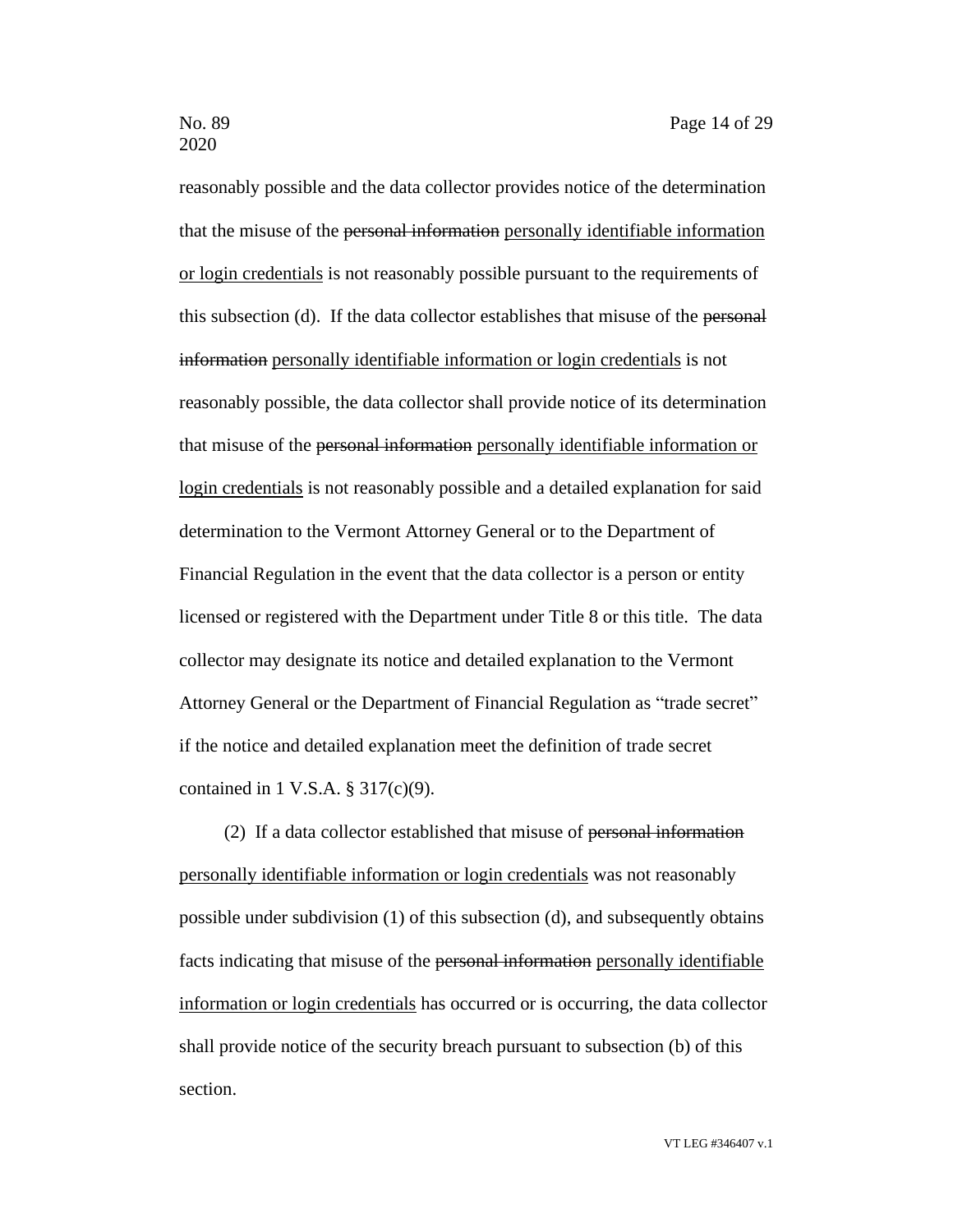reasonably possible and the data collector provides notice of the determination that the misuse of the ~~personal information~~ personally identifiable information or login credentials is not reasonably possible pursuant to the requirements of this subsection (d). If the data collector establishes that misuse of the ~~personal information~~ personally identifiable information or login credentials is not reasonably possible, the data collector shall provide notice of its determination that misuse of the ~~personal information~~ personally identifiable information or login credentials is not reasonably possible and a detailed explanation for said determination to the Vermont Attorney General or to the Department of Financial Regulation in the event that the data collector is a person or entity licensed or registered with the Department under Title 8 or this title. The data collector may designate its notice and detailed explanation to the Vermont Attorney General or the Department of Financial Regulation as "trade secret" if the notice and detailed explanation meet the definition of trade secret contained in 1 V.S.A. § 317(c)(9).

(2) If a data collector established that misuse of ~~personal information~~ personally identifiable information or login credentials was not reasonably possible under subdivision (1) of this subsection (d), and subsequently obtains facts indicating that misuse of the ~~personal information~~ personally identifiable information or login credentials has occurred or is occurring, the data collector shall provide notice of the security breach pursuant to subsection (b) of this section.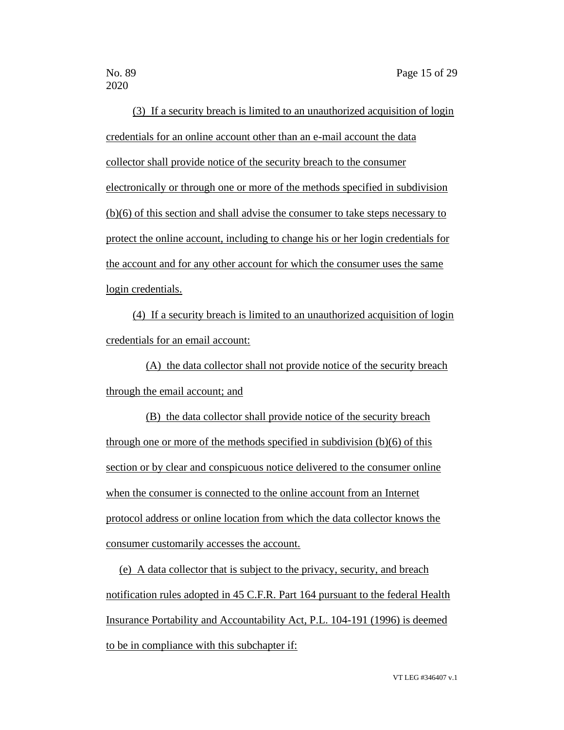(3) If a security breach is limited to an unauthorized acquisition of login credentials for an online account other than an e-mail account the data collector shall provide notice of the security breach to the consumer electronically or through one or more of the methods specified in subdivision (b)(6) of this section and shall advise the consumer to take steps necessary to protect the online account, including to change his or her login credentials for the account and for any other account for which the consumer uses the same login credentials.

(4) If a security breach is limited to an unauthorized acquisition of login credentials for an email account:

(A) the data collector shall not provide notice of the security breach through the email account; and

(B) the data collector shall provide notice of the security breach through one or more of the methods specified in subdivision (b)(6) of this section or by clear and conspicuous notice delivered to the consumer online when the consumer is connected to the online account from an Internet protocol address or online location from which the data collector knows the consumer customarily accesses the account.

(e) A data collector that is subject to the privacy, security, and breach notification rules adopted in 45 C.F.R. Part 164 pursuant to the federal Health Insurance Portability and Accountability Act, P.L. 104-191 (1996) is deemed to be in compliance with this subchapter if: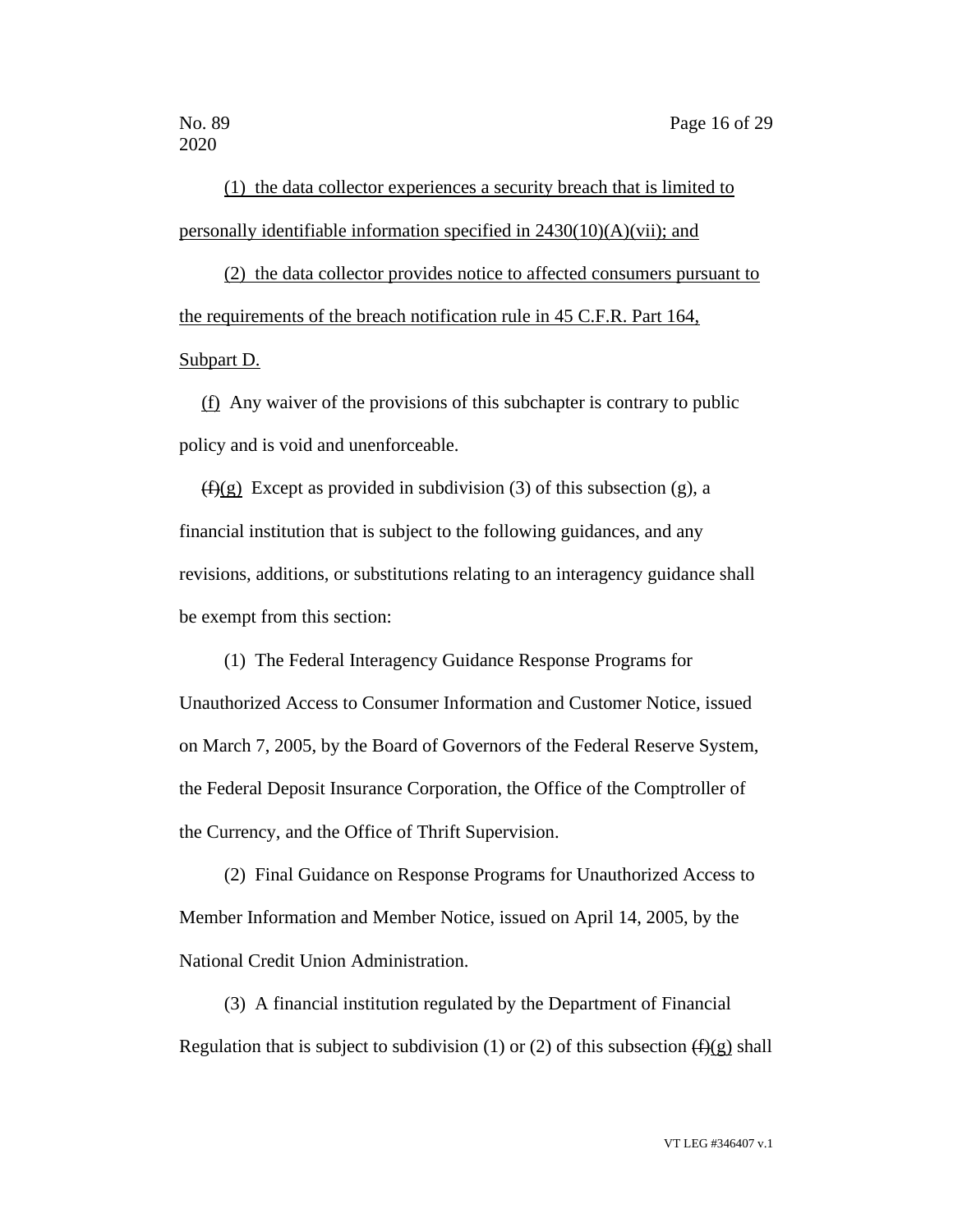(1) the data collector experiences a security breach that is limited to personally identifiable information specified in 2430(10)(A)(vii); and

(2) the data collector provides notice to affected consumers pursuant to the requirements of the breach notification rule in 45 C.F.R. Part 164, Subpart D.

(f) Any waiver of the provisions of this subchapter is contrary to public policy and is void and unenforceable.

~~(f)~~(g) Except as provided in subdivision (3) of this subsection (g), a financial institution that is subject to the following guidances, and any revisions, additions, or substitutions relating to an interagency guidance shall be exempt from this section:

(1) The Federal Interagency Guidance Response Programs for Unauthorized Access to Consumer Information and Customer Notice, issued on March 7, 2005, by the Board of Governors of the Federal Reserve System, the Federal Deposit Insurance Corporation, the Office of the Comptroller of the Currency, and the Office of Thrift Supervision.

(2) Final Guidance on Response Programs for Unauthorized Access to Member Information and Member Notice, issued on April 14, 2005, by the National Credit Union Administration.

(3) A financial institution regulated by the Department of Financial Regulation that is subject to subdivision (1) or (2) of this subsection ~~(f)~~(g) shall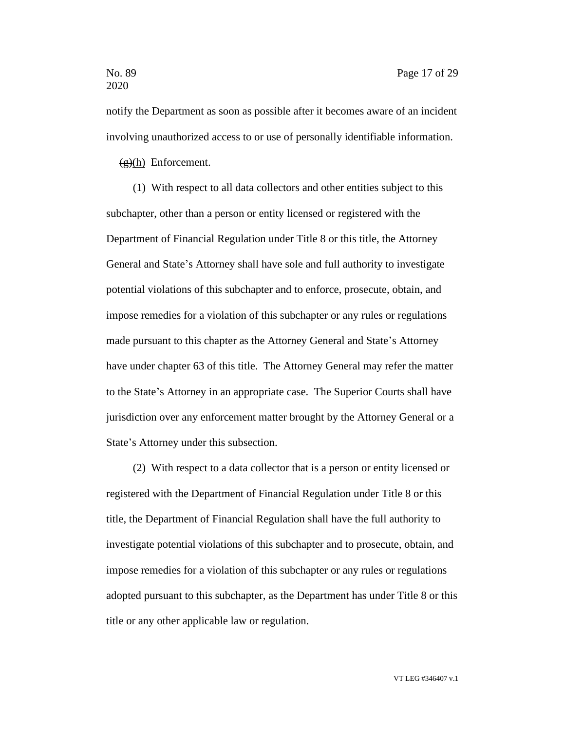notify the Department as soon as possible after it becomes aware of an incident involving unauthorized access to or use of personally identifiable information.

~~(g)~~(h) Enforcement.

(1) With respect to all data collectors and other entities subject to this subchapter, other than a person or entity licensed or registered with the Department of Financial Regulation under Title 8 or this title, the Attorney General and State's Attorney shall have sole and full authority to investigate potential violations of this subchapter and to enforce, prosecute, obtain, and impose remedies for a violation of this subchapter or any rules or regulations made pursuant to this chapter as the Attorney General and State's Attorney have under chapter 63 of this title. The Attorney General may refer the matter to the State's Attorney in an appropriate case. The Superior Courts shall have jurisdiction over any enforcement matter brought by the Attorney General or a State's Attorney under this subsection.

(2) With respect to a data collector that is a person or entity licensed or registered with the Department of Financial Regulation under Title 8 or this title, the Department of Financial Regulation shall have the full authority to investigate potential violations of this subchapter and to prosecute, obtain, and impose remedies for a violation of this subchapter or any rules or regulations adopted pursuant to this subchapter, as the Department has under Title 8 or this title or any other applicable law or regulation.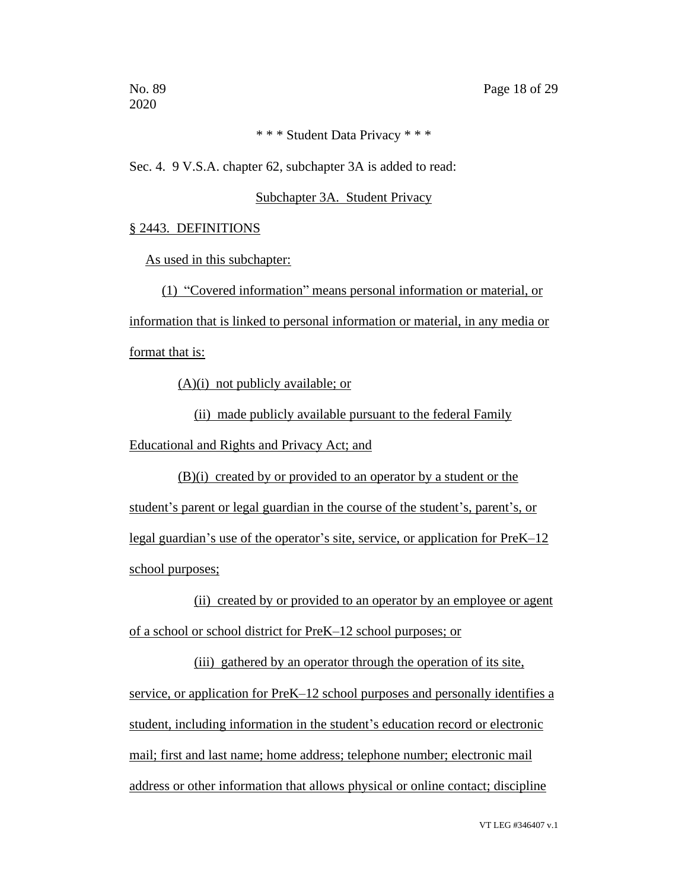\* \* \* Student Data Privacy \* \* \*

Sec. 4. 9 V.S.A. chapter 62, subchapter 3A is added to read:

Subchapter 3A. Student Privacy

§ 2443. DEFINITIONS

As used in this subchapter:

(1) "Covered information" means personal information or material, or information that is linked to personal information or material, in any media or format that is:

(A)(i) not publicly available; or

(ii) made publicly available pursuant to the federal Family Educational and Rights and Privacy Act; and

(B)(i) created by or provided to an operator by a student or the student's parent or legal guardian in the course of the student's, parent's, or legal guardian's use of the operator's site, service, or application for PreK–12 school purposes;

(ii) created by or provided to an operator by an employee or agent of a school or school district for PreK–12 school purposes; or

(iii) gathered by an operator through the operation of its site, service, or application for PreK–12 school purposes and personally identifies a student, including information in the student's education record or electronic mail; first and last name; home address; telephone number; electronic mail address or other information that allows physical or online contact; discipline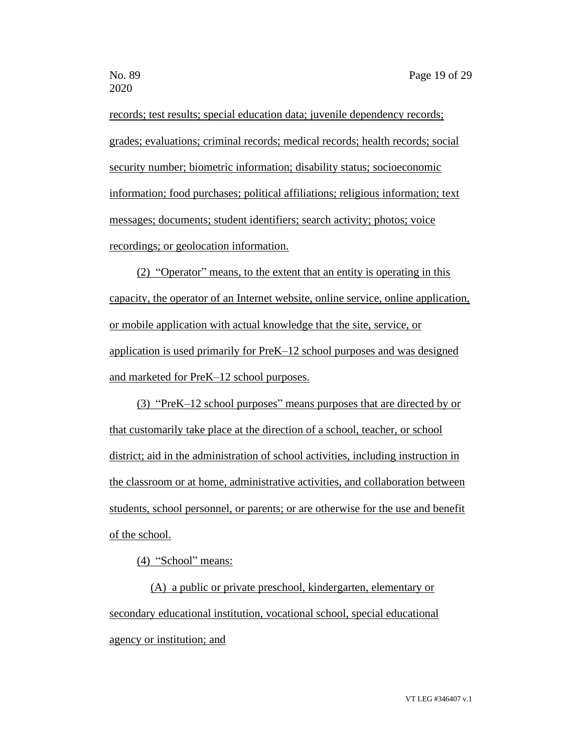records; test results; special education data; juvenile dependency records; grades; evaluations; criminal records; medical records; health records; social security number; biometric information; disability status; socioeconomic information; food purchases; political affiliations; religious information; text messages; documents; student identifiers; search activity; photos; voice recordings; or geolocation information.

(2) "Operator" means, to the extent that an entity is operating in this capacity, the operator of an Internet website, online service, online application, or mobile application with actual knowledge that the site, service, or application is used primarily for PreK–12 school purposes and was designed and marketed for PreK–12 school purposes.

(3) "PreK–12 school purposes" means purposes that are directed by or that customarily take place at the direction of a school, teacher, or school district; aid in the administration of school activities, including instruction in the classroom or at home, administrative activities, and collaboration between students, school personnel, or parents; or are otherwise for the use and benefit of the school.

(4) "School" means:

(A) a public or private preschool, kindergarten, elementary or secondary educational institution, vocational school, special educational agency or institution; and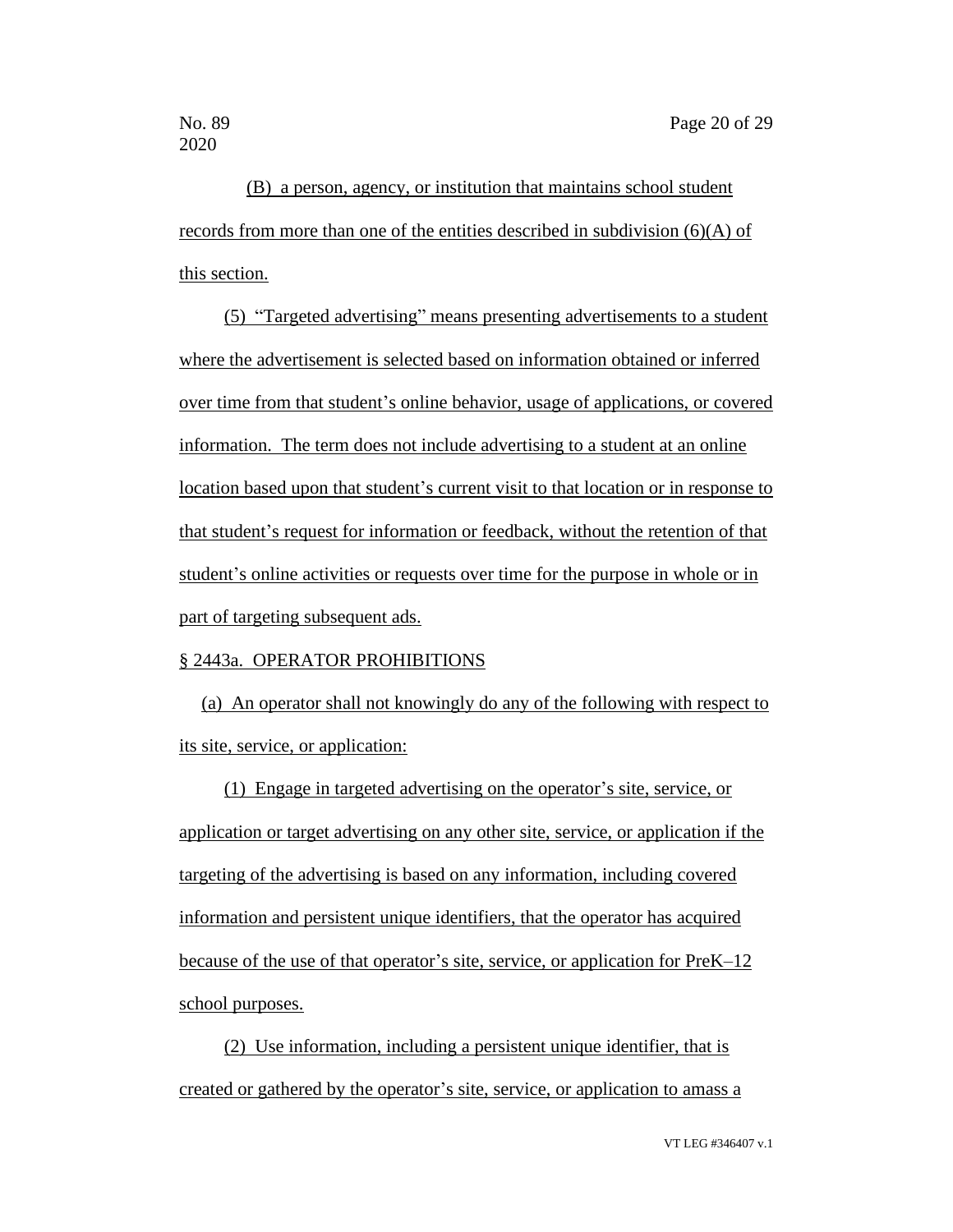(B) a person, agency, or institution that maintains school student records from more than one of the entities described in subdivision (6)(A) of this section.

(5) "Targeted advertising" means presenting advertisements to a student where the advertisement is selected based on information obtained or inferred over time from that student's online behavior, usage of applications, or covered information. The term does not include advertising to a student at an online location based upon that student's current visit to that location or in response to that student's request for information or feedback, without the retention of that student's online activities or requests over time for the purpose in whole or in part of targeting subsequent ads.

§ 2443a. OPERATOR PROHIBITIONS

(a) An operator shall not knowingly do any of the following with respect to its site, service, or application:

(1) Engage in targeted advertising on the operator's site, service, or application or target advertising on any other site, service, or application if the targeting of the advertising is based on any information, including covered information and persistent unique identifiers, that the operator has acquired because of the use of that operator's site, service, or application for PreK–12 school purposes.

(2) Use information, including a persistent unique identifier, that is created or gathered by the operator's site, service, or application to amass a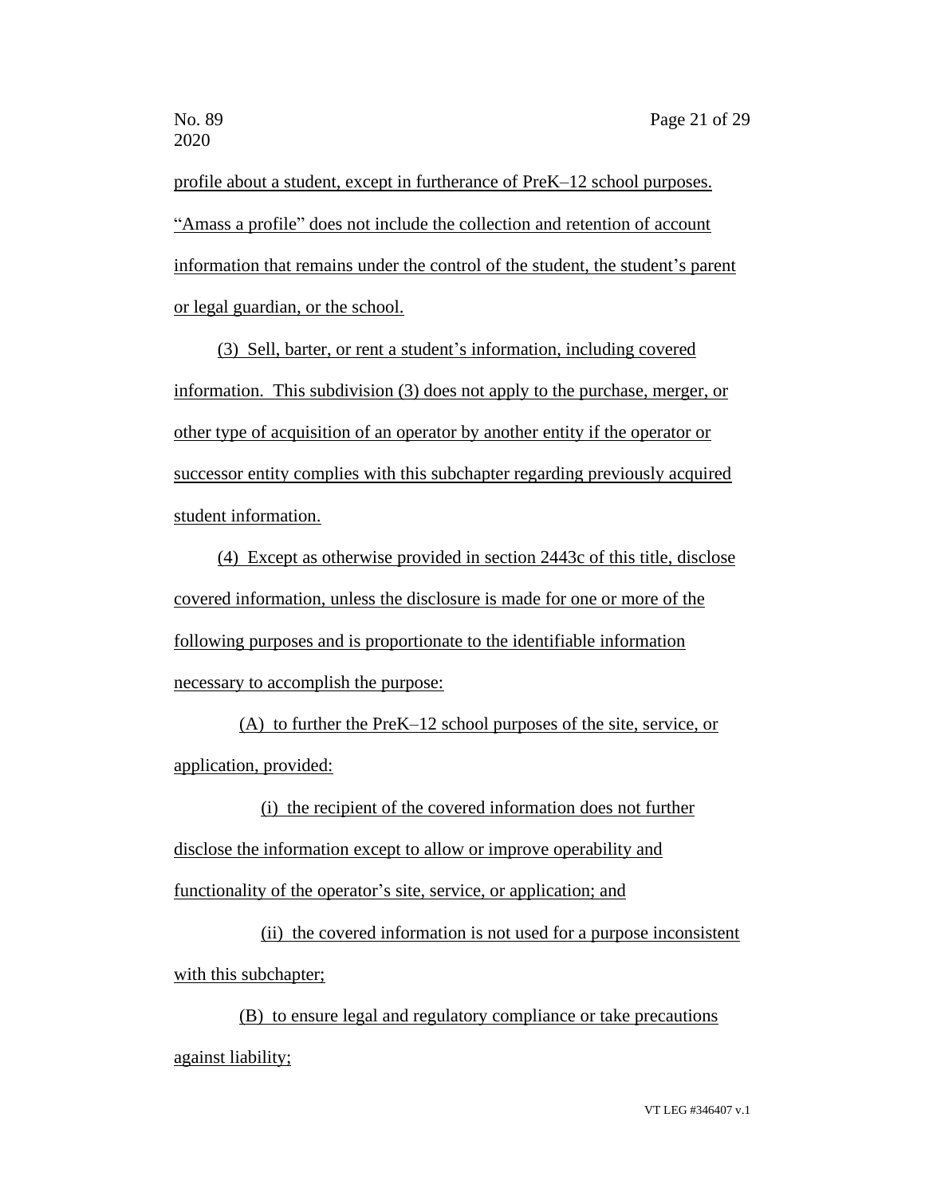profile about a student, except in furtherance of PreK–12 school purposes. "Amass a profile" does not include the collection and retention of account information that remains under the control of the student, the student's parent or legal guardian, or the school.

(3) Sell, barter, or rent a student's information, including covered information. This subdivision (3) does not apply to the purchase, merger, or other type of acquisition of an operator by another entity if the operator or successor entity complies with this subchapter regarding previously acquired student information.

(4) Except as otherwise provided in section 2443c of this title, disclose covered information, unless the disclosure is made for one or more of the following purposes and is proportionate to the identifiable information necessary to accomplish the purpose:

(A) to further the PreK–12 school purposes of the site, service, or application, provided:

(i) the recipient of the covered information does not further disclose the information except to allow or improve operability and functionality of the operator's site, service, or application; and

(ii) the covered information is not used for a purpose inconsistent with this subchapter;

(B) to ensure legal and regulatory compliance or take precautions against liability;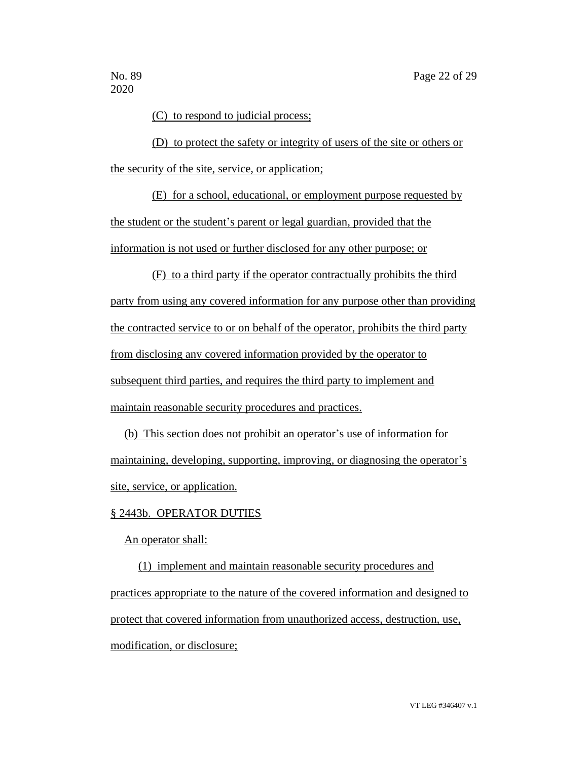(C) to respond to judicial process;

(D) to protect the safety or integrity of users of the site or others or the security of the site, service, or application;

(E) for a school, educational, or employment purpose requested by the student or the student's parent or legal guardian, provided that the information is not used or further disclosed for any other purpose; or

(F) to a third party if the operator contractually prohibits the third party from using any covered information for any purpose other than providing the contracted service to or on behalf of the operator, prohibits the third party from disclosing any covered information provided by the operator to subsequent third parties, and requires the third party to implement and maintain reasonable security procedures and practices.

(b) This section does not prohibit an operator's use of information for maintaining, developing, supporting, improving, or diagnosing the operator's site, service, or application.

§ 2443b. OPERATOR DUTIES

An operator shall:

(1) implement and maintain reasonable security procedures and practices appropriate to the nature of the covered information and designed to protect that covered information from unauthorized access, destruction, use, modification, or disclosure;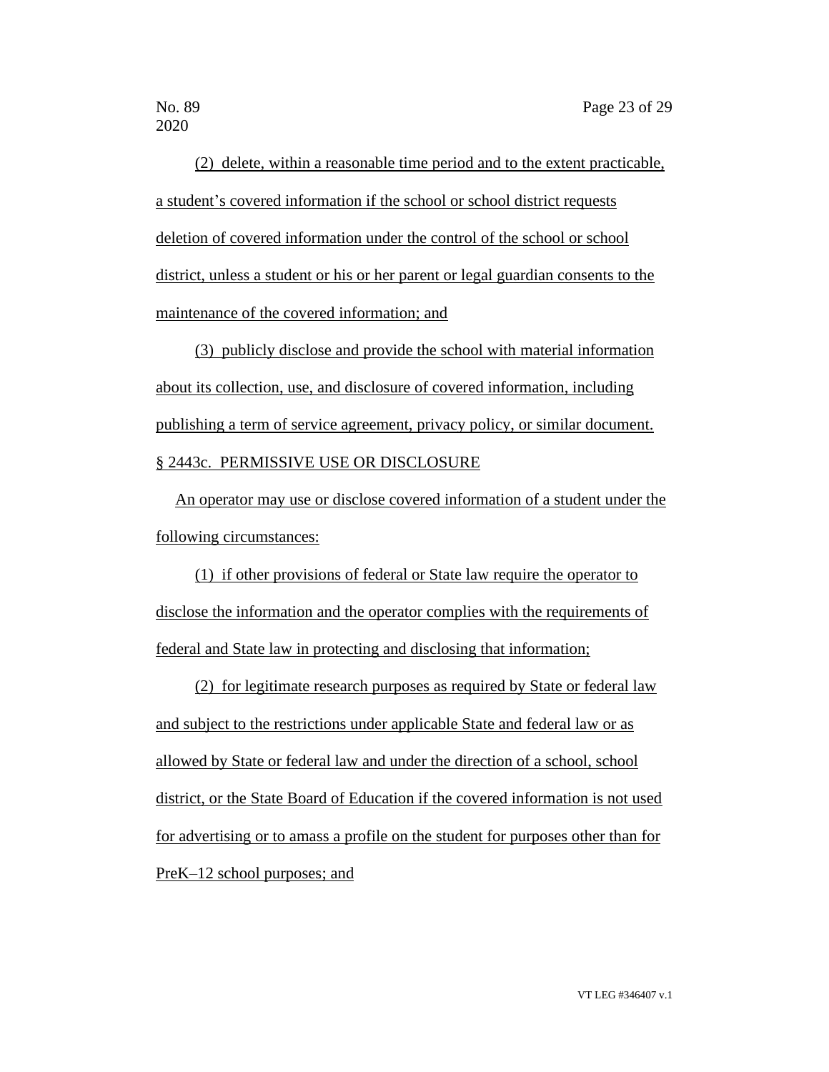(2) delete, within a reasonable time period and to the extent practicable, a student's covered information if the school or school district requests deletion of covered information under the control of the school or school district, unless a student or his or her parent or legal guardian consents to the maintenance of the covered information; and

(3) publicly disclose and provide the school with material information about its collection, use, and disclosure of covered information, including publishing a term of service agreement, privacy policy, or similar document.

§ 2443c. PERMISSIVE USE OR DISCLOSURE

An operator may use or disclose covered information of a student under the following circumstances:

(1) if other provisions of federal or State law require the operator to disclose the information and the operator complies with the requirements of federal and State law in protecting and disclosing that information;

(2) for legitimate research purposes as required by State or federal law and subject to the restrictions under applicable State and federal law or as allowed by State or federal law and under the direction of a school, school district, or the State Board of Education if the covered information is not used for advertising or to amass a profile on the student for purposes other than for PreK–12 school purposes; and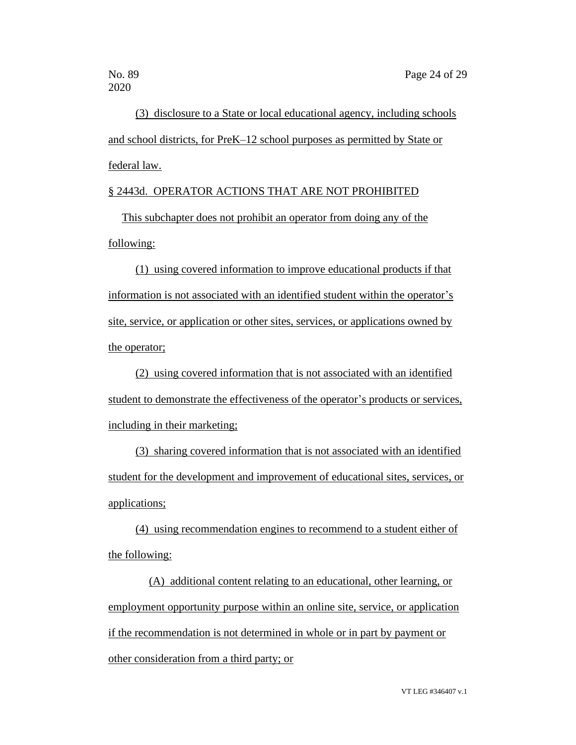(3) disclosure to a State or local educational agency, including schools and school districts, for PreK–12 school purposes as permitted by State or federal law.

§ 2443d. OPERATOR ACTIONS THAT ARE NOT PROHIBITED

This subchapter does not prohibit an operator from doing any of the following:

(1) using covered information to improve educational products if that information is not associated with an identified student within the operator's site, service, or application or other sites, services, or applications owned by the operator;

(2) using covered information that is not associated with an identified student to demonstrate the effectiveness of the operator's products or services, including in their marketing;

(3) sharing covered information that is not associated with an identified student for the development and improvement of educational sites, services, or applications;

(4) using recommendation engines to recommend to a student either of the following:

(A) additional content relating to an educational, other learning, or employment opportunity purpose within an online site, service, or application if the recommendation is not determined in whole or in part by payment or other consideration from a third party; or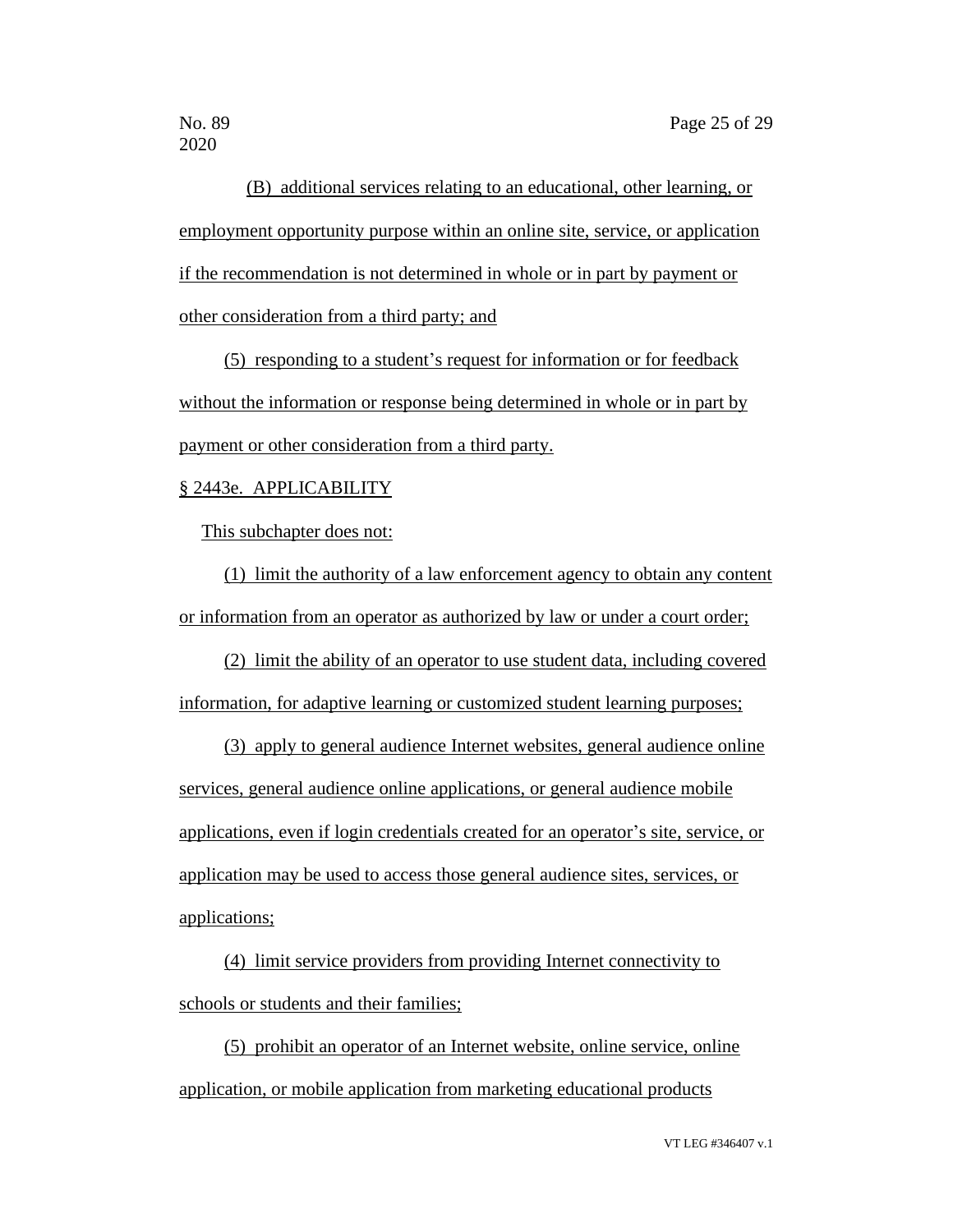(B) additional services relating to an educational, other learning, or employment opportunity purpose within an online site, service, or application if the recommendation is not determined in whole or in part by payment or other consideration from a third party; and

(5) responding to a student's request for information or for feedback without the information or response being determined in whole or in part by payment or other consideration from a third party.

§ 2443e. APPLICABILITY

This subchapter does not:

(1) limit the authority of a law enforcement agency to obtain any content or information from an operator as authorized by law or under a court order;

(2) limit the ability of an operator to use student data, including covered information, for adaptive learning or customized student learning purposes;

(3) apply to general audience Internet websites, general audience online services, general audience online applications, or general audience mobile applications, even if login credentials created for an operator's site, service, or application may be used to access those general audience sites, services, or applications;

(4) limit service providers from providing Internet connectivity to schools or students and their families;

(5) prohibit an operator of an Internet website, online service, online application, or mobile application from marketing educational products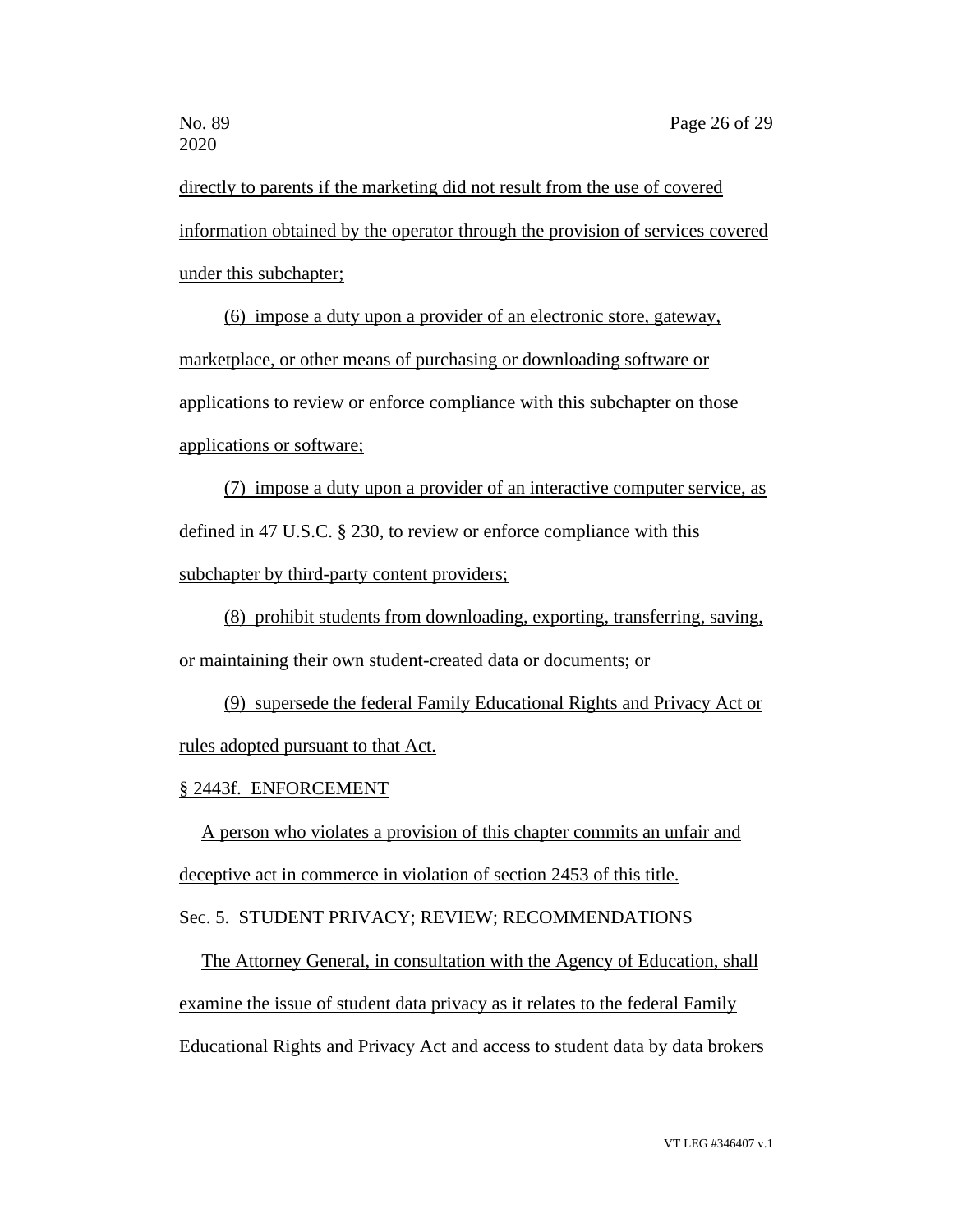directly to parents if the marketing did not result from the use of covered information obtained by the operator through the provision of services covered under this subchapter;

(6) impose a duty upon a provider of an electronic store, gateway, marketplace, or other means of purchasing or downloading software or applications to review or enforce compliance with this subchapter on those applications or software;

(7) impose a duty upon a provider of an interactive computer service, as defined in 47 U.S.C. § 230, to review or enforce compliance with this subchapter by third-party content providers;

(8) prohibit students from downloading, exporting, transferring, saving, or maintaining their own student-created data or documents; or

(9) supersede the federal Family Educational Rights and Privacy Act or rules adopted pursuant to that Act.

§ 2443f. ENFORCEMENT

A person who violates a provision of this chapter commits an unfair and deceptive act in commerce in violation of section 2453 of this title.

Sec. 5. STUDENT PRIVACY; REVIEW; RECOMMENDATIONS

The Attorney General, in consultation with the Agency of Education, shall examine the issue of student data privacy as it relates to the federal Family Educational Rights and Privacy Act and access to student data by data brokers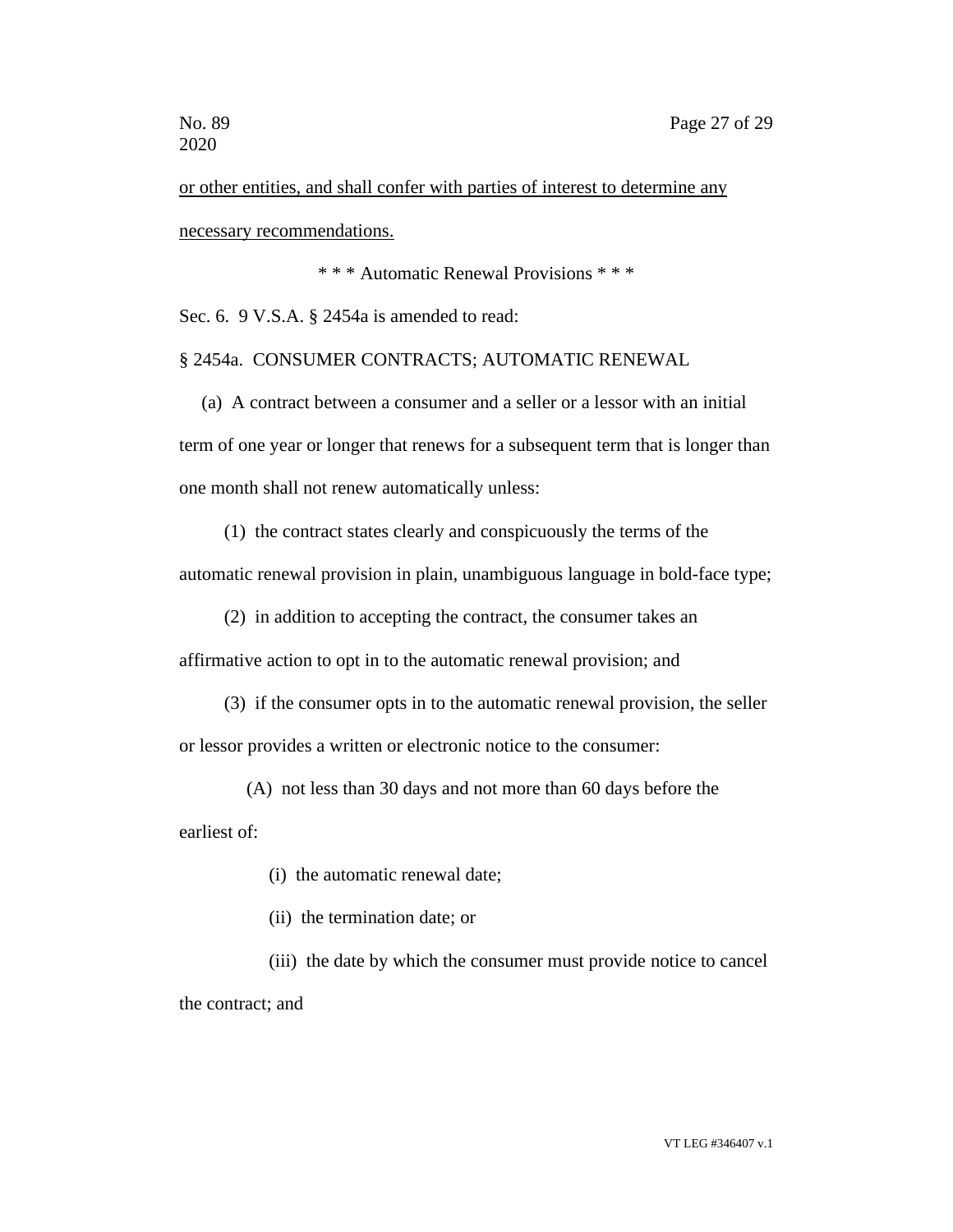<u>or other entities, and shall confer with parties of interest to determine any necessary recommendations.</u>

\* \* \* Automatic Renewal Provisions \* \* \*

Sec. 6. 9 V.S.A. § 2454a is amended to read:

§ 2454a. CONSUMER CONTRACTS; AUTOMATIC RENEWAL

(a) A contract between a consumer and a seller or a lessor with an initial term of one year or longer that renews for a subsequent term that is longer than one month shall not renew automatically unless:

(1) the contract states clearly and conspicuously the terms of the automatic renewal provision in plain, unambiguous language in bold-face type;

(2) in addition to accepting the contract, the consumer takes an affirmative action to opt in to the automatic renewal provision; and

(3) if the consumer opts in to the automatic renewal provision, the seller or lessor provides a written or electronic notice to the consumer:

(A) not less than 30 days and not more than 60 days before the earliest of:

(i) the automatic renewal date;

(ii) the termination date; or

(iii) the date by which the consumer must provide notice to cancel the contract; and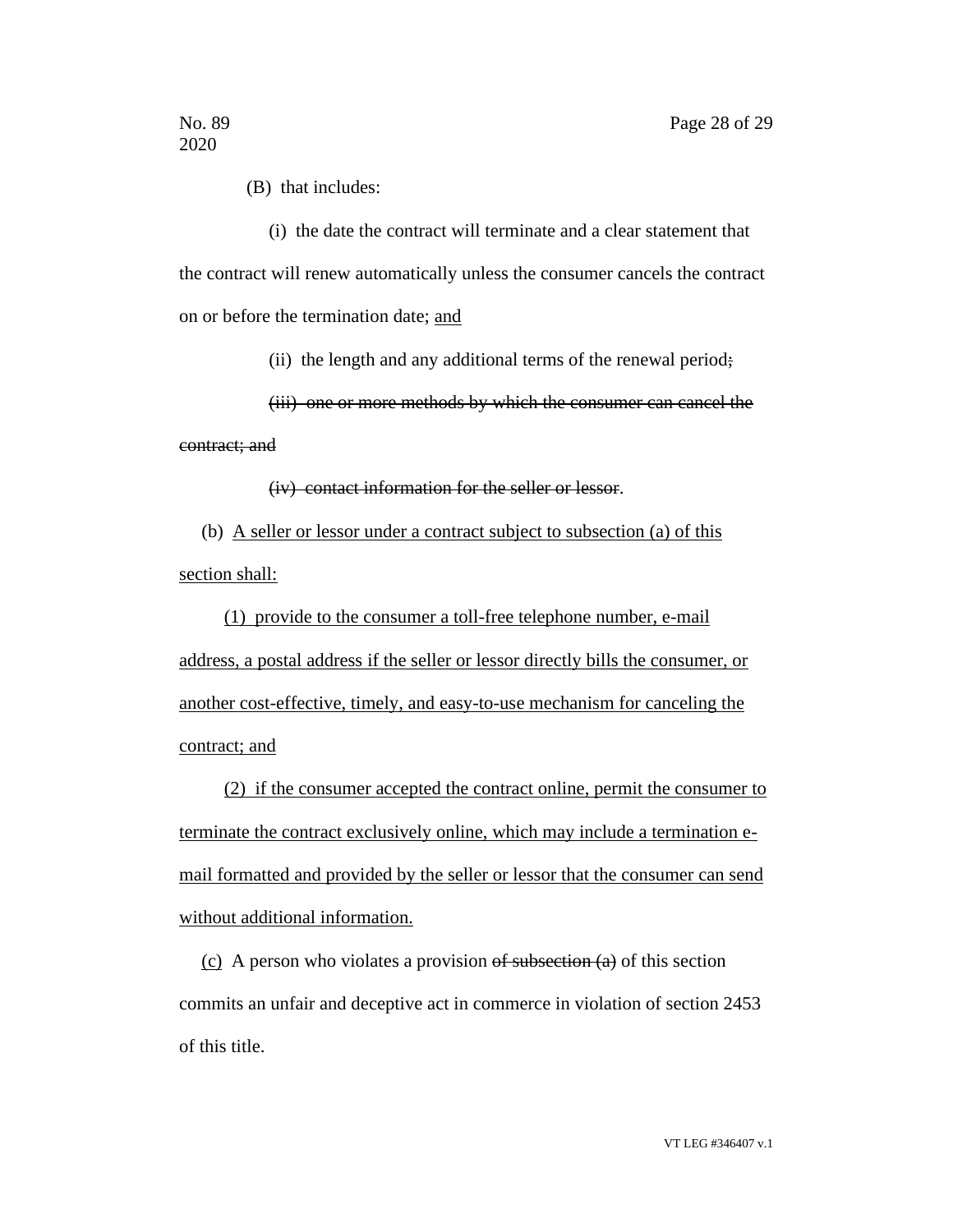(B) that includes:

(i) the date the contract will terminate and a clear statement that the contract will renew automatically unless the consumer cancels the contract on or before the termination date; <u>and</u>

(ii) the length and any additional terms of the renewal period~~;~~

~~(iii) one or more methods by which the consumer can cancel the contract; and~~

~~(iv) contact information for the seller or lessor~~.

(b) <u>A seller or lessor under a contract subject to subsection (a) of this section shall:</u>

<u>(1) provide to the consumer a toll-free telephone number, e-mail address, a postal address if the seller or lessor directly bills the consumer, or another cost-effective, timely, and easy-to-use mechanism for canceling the contract; and</u>

<u>(2) if the consumer accepted the contract online, permit the consumer to terminate the contract exclusively online, which may include a termination e-mail formatted and provided by the seller or lessor that the consumer can send without additional information.</u>

<u>(c)</u> A person who violates a provision ~~of subsection (a)~~ of this section commits an unfair and deceptive act in commerce in violation of section 2453 of this title.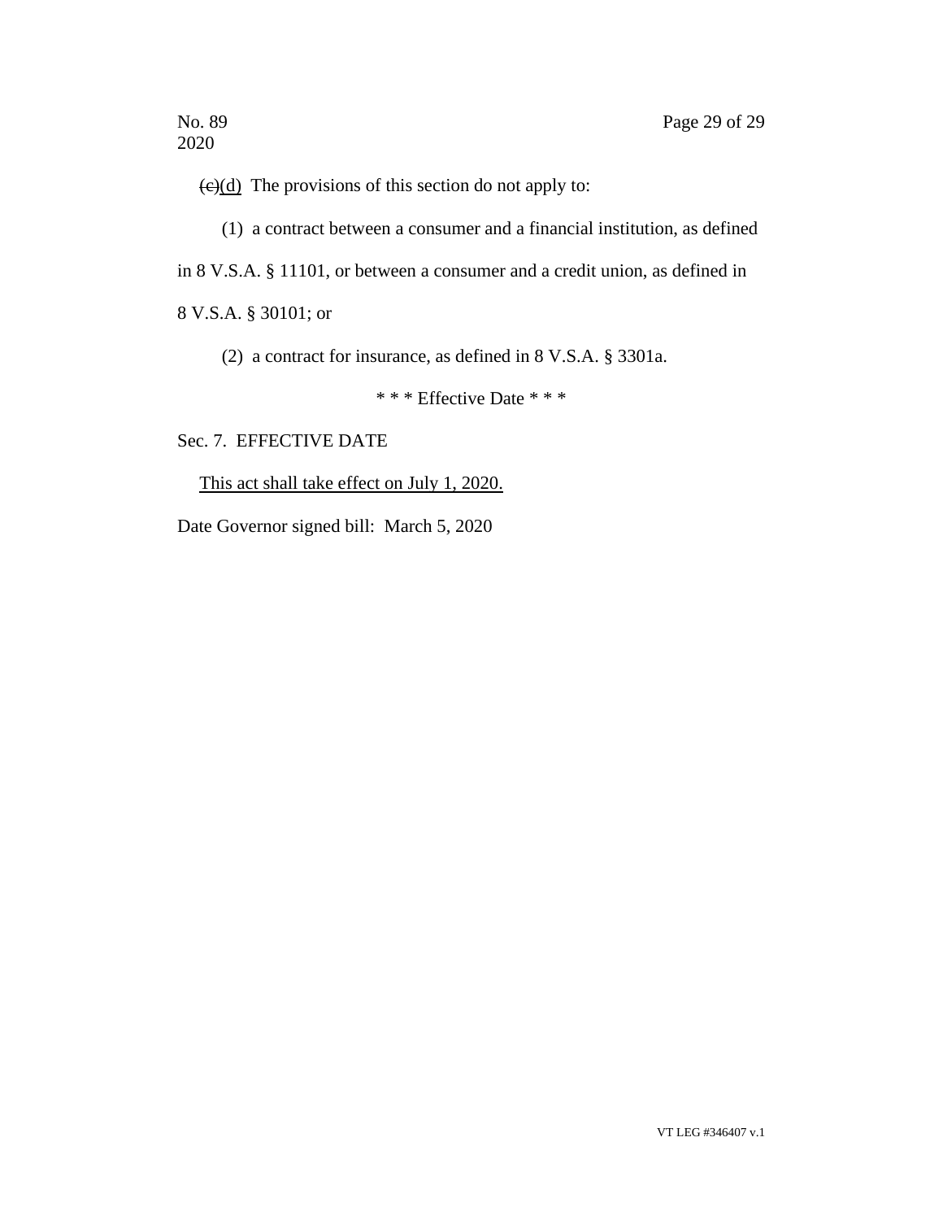~~(c)~~<u>(d)</u> The provisions of this section do not apply to:

(1) a contract between a consumer and a financial institution, as defined in 8 V.S.A. § 11101, or between a consumer and a credit union, as defined in 8 V.S.A. § 30101; or

(2) a contract for insurance, as defined in 8 V.S.A. § 3301a.

\* \* \* Effective Date \* \* \*

Sec. 7. EFFECTIVE DATE

<u>This act shall take effect on July 1, 2020.</u>

Date Governor signed bill: March 5, 2020